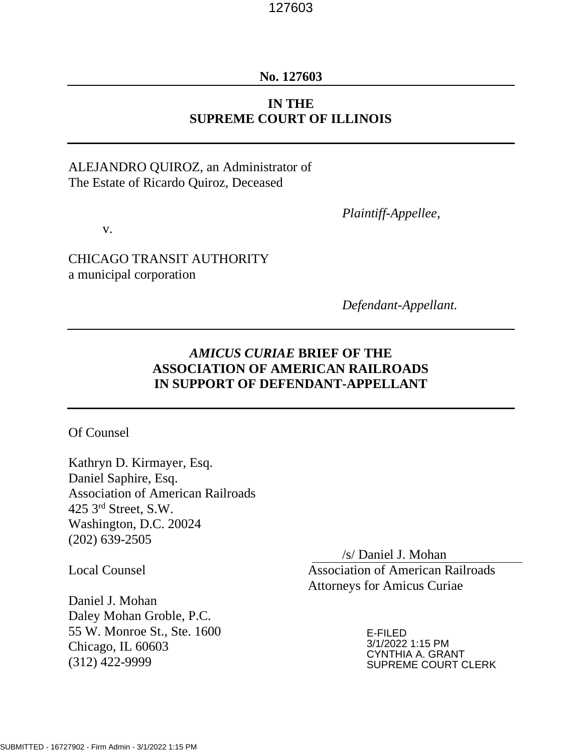**No. 127603**

---

**IN THE**
**SUPREME COURT OF ILLINOIS**

---

ALEJANDRO QUIROZ, an Administrator of
The Estate of Ricardo Quiroz, Deceased

*Plaintiff-Appellee,*

v.

CHICAGO TRANSIT AUTHORITY
a municipal corporation

*Defendant-Appellant.*

---

***AMICUS CURIAE* BRIEF OF THE**
**ASSOCIATION OF AMERICAN RAILROADS**
**IN SUPPORT OF DEFENDANT-APPELLANT**

---

Of Counsel

Kathryn D. Kirmayer, Esq.
Daniel Saphire, Esq.
Association of American Railroads
425 3rd Street, S.W.
Washington, D.C. 20024
(202) 639-2505

/s/ Daniel J. Mohan
Association of American Railroads
Attorneys for Amicus Curiae

Local Counsel

Daniel J. Mohan
Daley Mohan Groble, P.C.
55 W. Monroe St., Ste. 1600
Chicago, IL 60603
(312) 422-9999

E-FILED
3/1/2022 1:15 PM
CYNTHIA A. GRANT
SUPREME COURT CLERK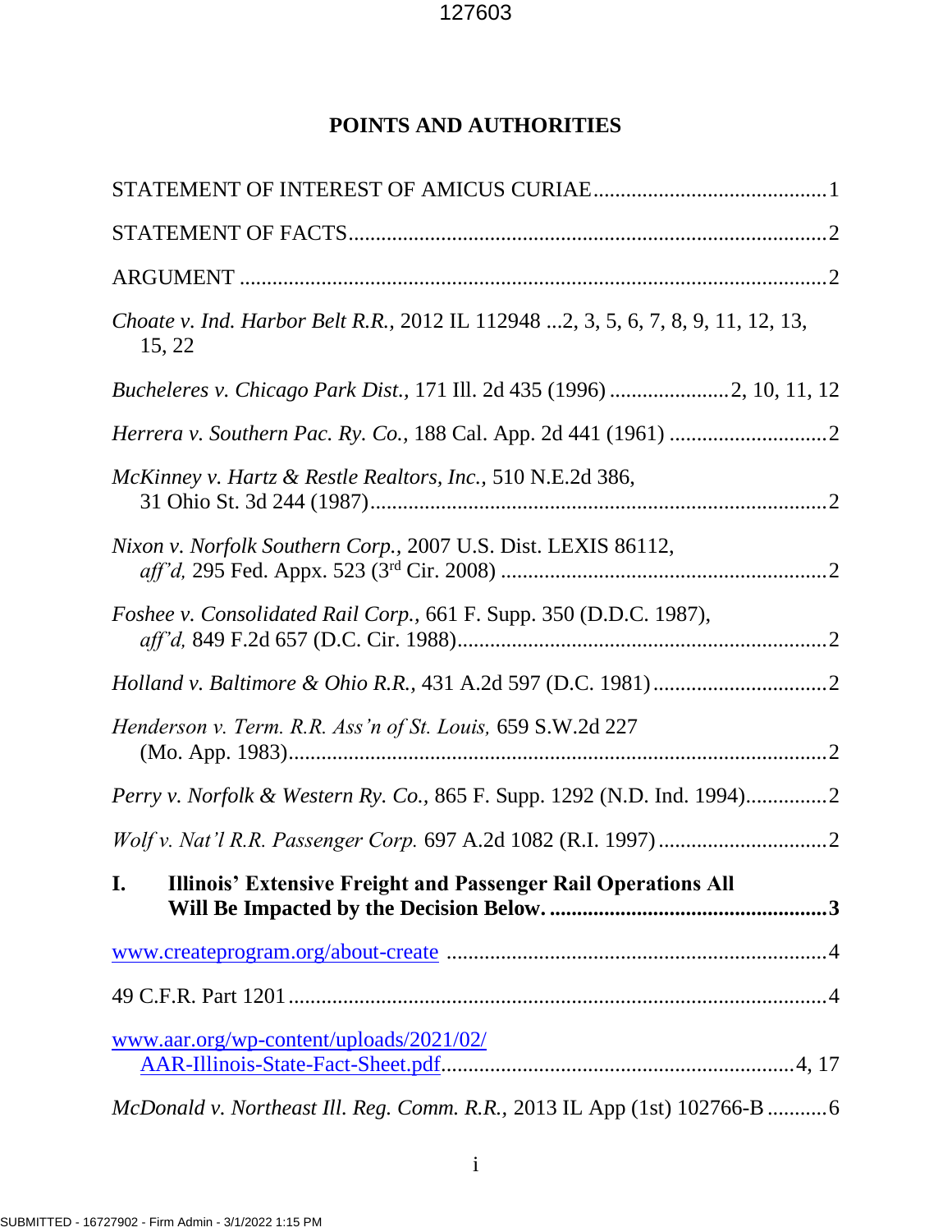## POINTS AND AUTHORITIES

STATEMENT OF INTEREST OF AMICUS CURIAE .......................................... 1

STATEMENT OF FACTS ....................................................................................... 2

ARGUMENT ........................................................................................................... 2

*Choate v. Ind. Harbor Belt R.R.*, 2012 IL 112948 ...2, 3, 5, 6, 7, 8, 9, 11, 12, 13, 15, 22

*Bucheleres v. Chicago Park Dist.*, 171 Ill. 2d 435 (1996) ...................... 2, 10, 11, 12

*Herrera v. Southern Pac. Ry. Co.*, 188 Cal. App. 2d 441 (1961) ............................ 2

*McKinney v. Hartz & Restle Realtors, Inc.*, 510 N.E.2d 386, 31 Ohio St. 3d 244 (1987) .................................................................................... 2

*Nixon v. Norfolk Southern Corp.*, 2007 U.S. Dist. LEXIS 86112, *aff'd,* 295 Fed. Appx. 523 (3rd Cir. 2008) ............................................................ 2

*Foshee v. Consolidated Rail Corp.*, 661 F. Supp. 350 (D.D.C. 1987), *aff'd,* 849 F.2d 657 (D.C. Cir. 1988) .................................................................... 2

*Holland v. Baltimore & Ohio R.R.*, 431 A.2d 597 (D.C. 1981) ................................ 2

*Henderson v. Term. R.R. Ass'n of St. Louis,* 659 S.W.2d 227 (Mo. App. 1983) ................................................................................................... 2

*Perry v. Norfolk & Western Ry. Co.*, 865 F. Supp. 1292 (N.D. Ind. 1994) ............... 2

*Wolf v. Nat'l R.R. Passenger Corp.* 697 A.2d 1082 (R.I. 1997) ............................... 2

**I. Illinois' Extensive Freight and Passenger Rail Operations All Will Be Impacted by the Decision Below. .................................................. 3**

www.createprogram.org/about-create ..................................................................... 4

49 C.F.R. Part 1201 .................................................................................................. 4

www.aar.org/wp-content/uploads/2021/02/AAR-Illinois-State-Fact-Sheet.pdf ................................................................. 4, 17

*McDonald v. Northeast Ill. Reg. Comm. R.R.,* 2013 IL App (1st) 102766-B ........... 6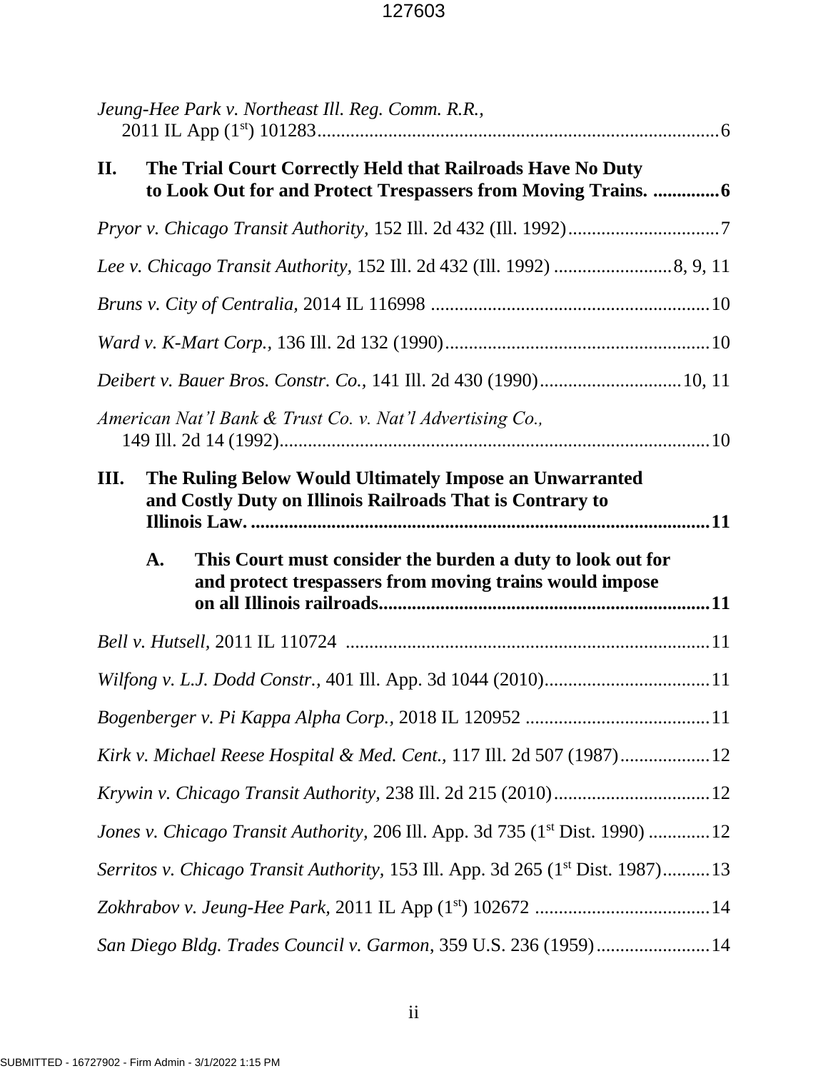*Jeung-Hee Park v. Northeast Ill. Reg. Comm. R.R.*, 2011 IL App (1st) 101283 .......... 6

**II. The Trial Court Correctly Held that Railroads Have No Duty to Look Out for and Protect Trespassers from Moving Trains. .......... 6**

*Pryor v. Chicago Transit Authority*, 152 Ill. 2d 432 (Ill. 1992) .......... 7

*Lee v. Chicago Transit Authority*, 152 Ill. 2d 432 (Ill. 1992) .......... 8, 9, 11

*Bruns v. City of Centralia*, 2014 IL 116998 .......... 10

*Ward v. K-Mart Corp.*, 136 Ill. 2d 132 (1990) .......... 10

*Deibert v. Bauer Bros. Constr. Co.*, 141 Ill. 2d 430 (1990) .......... 10, 11

*American Nat'l Bank & Trust Co. v. Nat'l Advertising Co.*, 149 Ill. 2d 14 (1992) .......... 10

**III. The Ruling Below Would Ultimately Impose an Unwarranted and Costly Duty on Illinois Railroads That is Contrary to Illinois Law. .......... 11**

**A. This Court must consider the burden a duty to look out for and protect trespassers from moving trains would impose on all Illinois railroads .......... 11**

*Bell v. Hutsell*, 2011 IL 110724 .......... 11

*Wilfong v. L.J. Dodd Constr.*, 401 Ill. App. 3d 1044 (2010) .......... 11

*Bogenberger v. Pi Kappa Alpha Corp.*, 2018 IL 120952 .......... 11

*Kirk v. Michael Reese Hospital & Med. Cent.*, 117 Ill. 2d 507 (1987) .......... 12

*Krywin v. Chicago Transit Authority*, 238 Ill. 2d 215 (2010) .......... 12

*Jones v. Chicago Transit Authority*, 206 Ill. App. 3d 735 (1st Dist. 1990) .......... 12

*Serritos v. Chicago Transit Authority*, 153 Ill. App. 3d 265 (1st Dist. 1987) .......... 13

*Zokhrabov v. Jeung-Hee Park*, 2011 IL App (1st) 102672 .......... 14

*San Diego Bldg. Trades Council v. Garmon*, 359 U.S. 236 (1959) .......... 14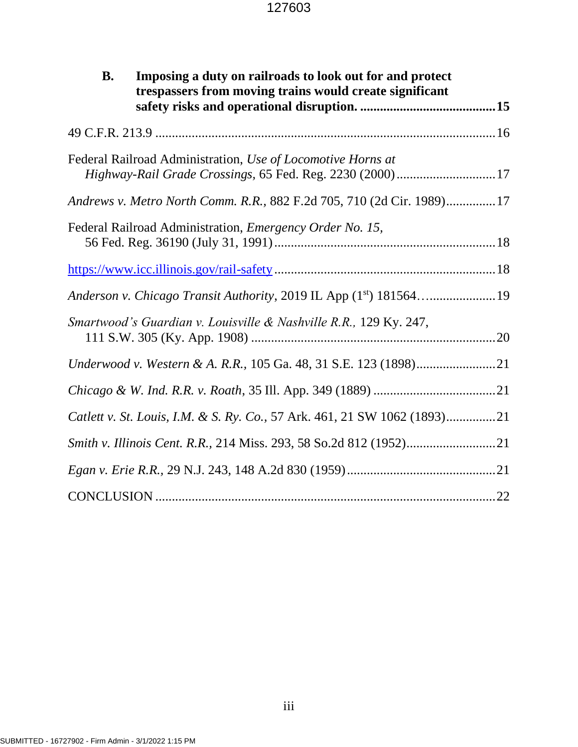**B. Imposing a duty on railroads to look out for and protect trespassers from moving trains would create significant safety risks and operational disruption. .........................................15**

49 C.F.R. 213.9 ......................................................................................................16

Federal Railroad Administration, *Use of Locomotive Horns at Highway-Rail Grade Crossings*, 65 Fed. Reg. 2230 (2000)..............................17

*Andrews v. Metro North Comm. R.R.*, 882 F.2d 705, 710 (2d Cir. 1989)...............17

Federal Railroad Administration, *Emergency Order No. 15*, 56 Fed. Reg. 36190 (July 31, 1991)...................................................................18

https://www.icc.illinois.gov/rail-safety...................................................................18

*Anderson v. Chicago Transit Authority*, 2019 IL App (1st) 181564…....................19

*Smartwood's Guardian v. Louisville & Nashville R.R.*, 129 Ky. 247, 111 S.W. 305 (Ky. App. 1908) ..........................................................................20

*Underwood v. Western & A. R.R.*, 105 Ga. 48, 31 S.E. 123 (1898)........................21

*Chicago & W. Ind. R.R. v. Roath*, 35 Ill. App. 349 (1889) .....................................21

*Catlett v. St. Louis, I.M. & S. Ry. Co.*, 57 Ark. 461, 21 SW 1062 (1893)...............21

*Smith v. Illinois Cent. R.R.*, 214 Miss. 293, 58 So.2d 812 (1952)...........................21

*Egan v. Erie R.R.*, 29 N.J. 243, 148 A.2d 830 (1959).............................................21

CONCLUSION .......................................................................................................22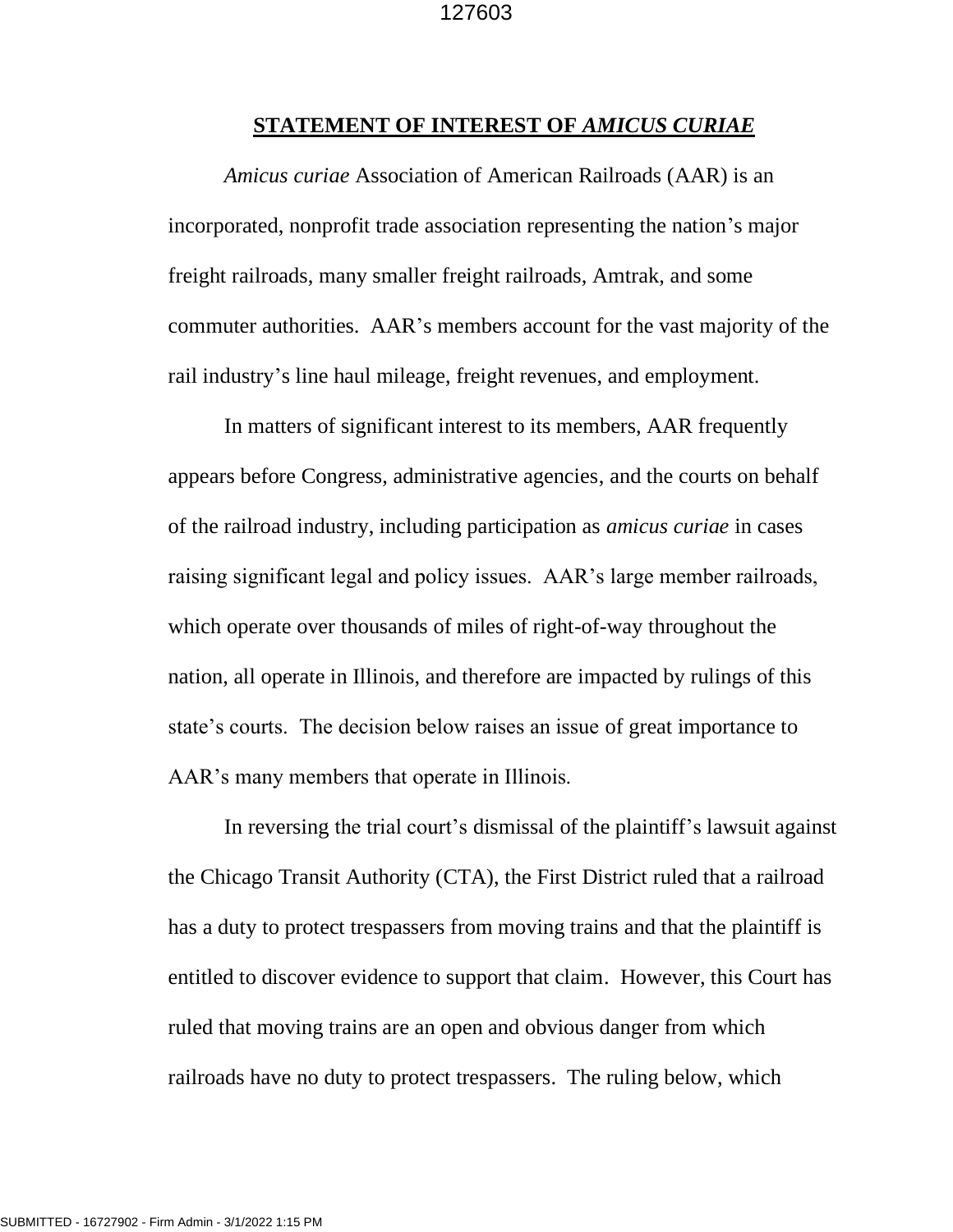## **STATEMENT OF INTEREST OF *AMICUS CURIAE***

*Amicus curiae* Association of American Railroads (AAR) is an incorporated, nonprofit trade association representing the nation's major freight railroads, many smaller freight railroads, Amtrak, and some commuter authorities. AAR's members account for the vast majority of the rail industry's line haul mileage, freight revenues, and employment.

In matters of significant interest to its members, AAR frequently appears before Congress, administrative agencies, and the courts on behalf of the railroad industry, including participation as *amicus curiae* in cases raising significant legal and policy issues. AAR's large member railroads, which operate over thousands of miles of right-of-way throughout the nation, all operate in Illinois, and therefore are impacted by rulings of this state's courts. The decision below raises an issue of great importance to AAR's many members that operate in Illinois.

In reversing the trial court's dismissal of the plaintiff's lawsuit against the Chicago Transit Authority (CTA), the First District ruled that a railroad has a duty to protect trespassers from moving trains and that the plaintiff is entitled to discover evidence to support that claim. However, this Court has ruled that moving trains are an open and obvious danger from which railroads have no duty to protect trespassers. The ruling below, which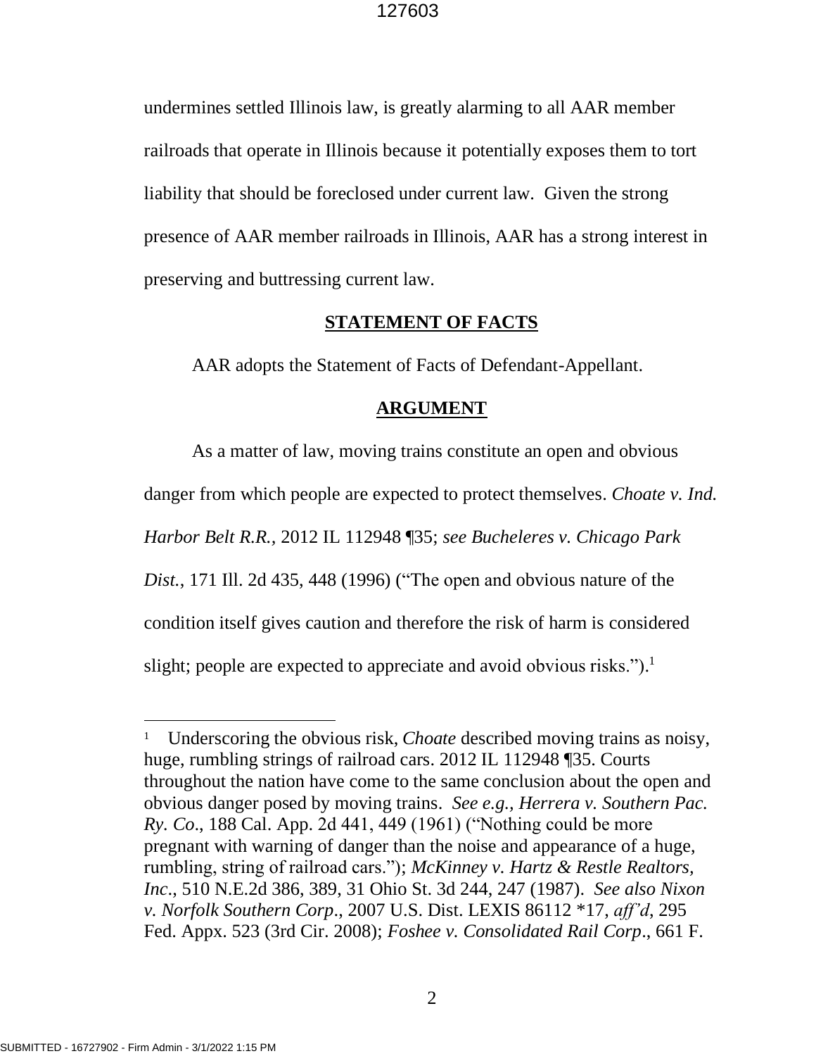undermines settled Illinois law, is greatly alarming to all AAR member railroads that operate in Illinois because it potentially exposes them to tort liability that should be foreclosed under current law. Given the strong presence of AAR member railroads in Illinois, AAR has a strong interest in preserving and buttressing current law.

## STATEMENT OF FACTS

AAR adopts the Statement of Facts of Defendant-Appellant.

## ARGUMENT

As a matter of law, moving trains constitute an open and obvious danger from which people are expected to protect themselves. *Choate v. Ind. Harbor Belt R.R.,* 2012 IL 112948 ¶35; *see Bucheleres v. Chicago Park Dist.*, 171 Ill. 2d 435, 448 (1996) ("The open and obvious nature of the condition itself gives caution and therefore the risk of harm is considered slight; people are expected to appreciate and avoid obvious risks.").[1]

---

[1] Underscoring the obvious risk, *Choate* described moving trains as noisy, huge, rumbling strings of railroad cars. 2012 IL 112948 ¶35. Courts throughout the nation have come to the same conclusion about the open and obvious danger posed by moving trains. *See e.g., Herrera v. Southern Pac. Ry. Co*., 188 Cal. App. 2d 441, 449 (1961) ("Nothing could be more pregnant with warning of danger than the noise and appearance of a huge, rumbling, string of railroad cars."); *McKinney v. Hartz & Restle Realtors, Inc*., 510 N.E.2d 386, 389, 31 Ohio St. 3d 244, 247 (1987). *See also Nixon v. Norfolk Southern Corp*., 2007 U.S. Dist. LEXIS 86112 *17, *aff'd*, 295 Fed. Appx. 523 (3rd Cir. 2008); *Foshee v. Consolidated Rail Corp*., 661 F.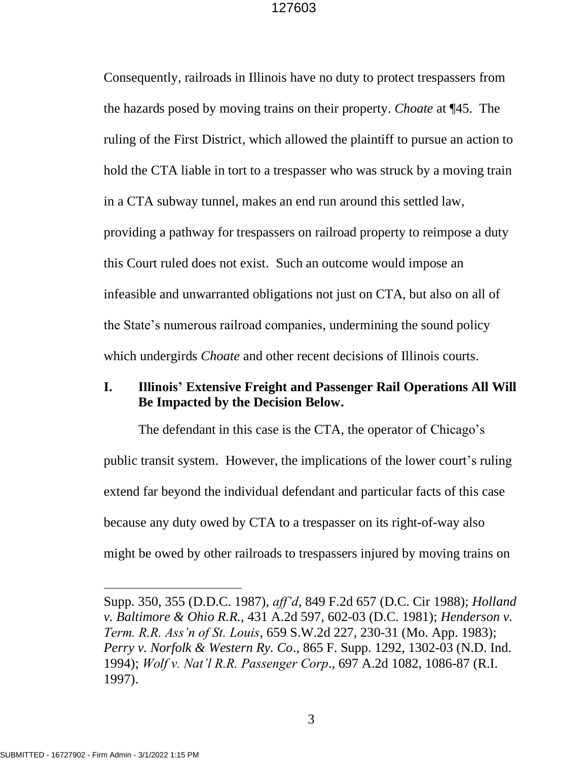Consequently, railroads in Illinois have no duty to protect trespassers from the hazards posed by moving trains on their property. *Choate* at ¶45. The ruling of the First District, which allowed the plaintiff to pursue an action to hold the CTA liable in tort to a trespasser who was struck by a moving train in a CTA subway tunnel, makes an end run around this settled law, providing a pathway for trespassers on railroad property to reimpose a duty this Court ruled does not exist. Such an outcome would impose an infeasible and unwarranted obligations not just on CTA, but also on all of the State's numerous railroad companies, undermining the sound policy which undergirds *Choate* and other recent decisions of Illinois courts.

## I. Illinois' Extensive Freight and Passenger Rail Operations All Will Be Impacted by the Decision Below.

The defendant in this case is the CTA, the operator of Chicago's public transit system. However, the implications of the lower court's ruling extend far beyond the individual defendant and particular facts of this case because any duty owed by CTA to a trespasser on its right-of-way also might be owed by other railroads to trespassers injured by moving trains on

---

Supp. 350, 355 (D.D.C. 1987), *aff'd*, 849 F.2d 657 (D.C. Cir 1988); *Holland v. Baltimore & Ohio R.R.*, 431 A.2d 597, 602-03 (D.C. 1981); *Henderson v. Term. R.R. Ass'n of St. Louis*, 659 S.W.2d 227, 230-31 (Mo. App. 1983); *Perry v. Norfolk & Western Ry. Co*., 865 F. Supp. 1292, 1302-03 (N.D. Ind. 1994); *Wolf v. Nat'l R.R. Passenger Corp*., 697 A.2d 1082, 1086-87 (R.I. 1997).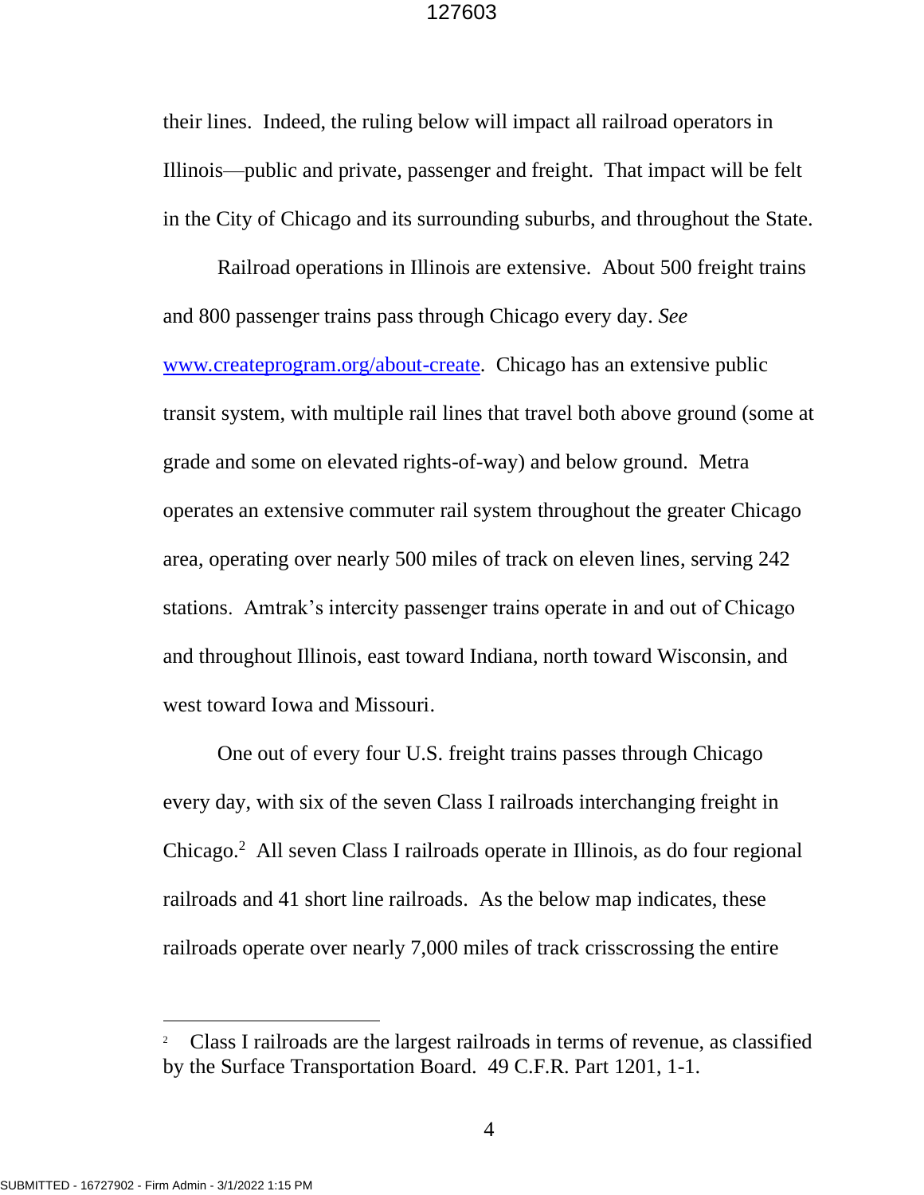their lines. Indeed, the ruling below will impact all railroad operators in Illinois—public and private, passenger and freight. That impact will be felt in the City of Chicago and its surrounding suburbs, and throughout the State.

Railroad operations in Illinois are extensive. About 500 freight trains and 800 passenger trains pass through Chicago every day. *See* [www.createprogram.org/about-create](http://www.createprogram.org/about-create). Chicago has an extensive public transit system, with multiple rail lines that travel both above ground (some at grade and some on elevated rights-of-way) and below ground. Metra operates an extensive commuter rail system throughout the greater Chicago area, operating over nearly 500 miles of track on eleven lines, serving 242 stations. Amtrak's intercity passenger trains operate in and out of Chicago and throughout Illinois, east toward Indiana, north toward Wisconsin, and west toward Iowa and Missouri.

One out of every four U.S. freight trains passes through Chicago every day, with six of the seven Class I railroads interchanging freight in Chicago.[2] All seven Class I railroads operate in Illinois, as do four regional railroads and 41 short line railroads. As the below map indicates, these railroads operate over nearly 7,000 miles of track crisscrossing the entire

---

[2] Class I railroads are the largest railroads in terms of revenue, as classified by the Surface Transportation Board. 49 C.F.R. Part 1201, 1-1.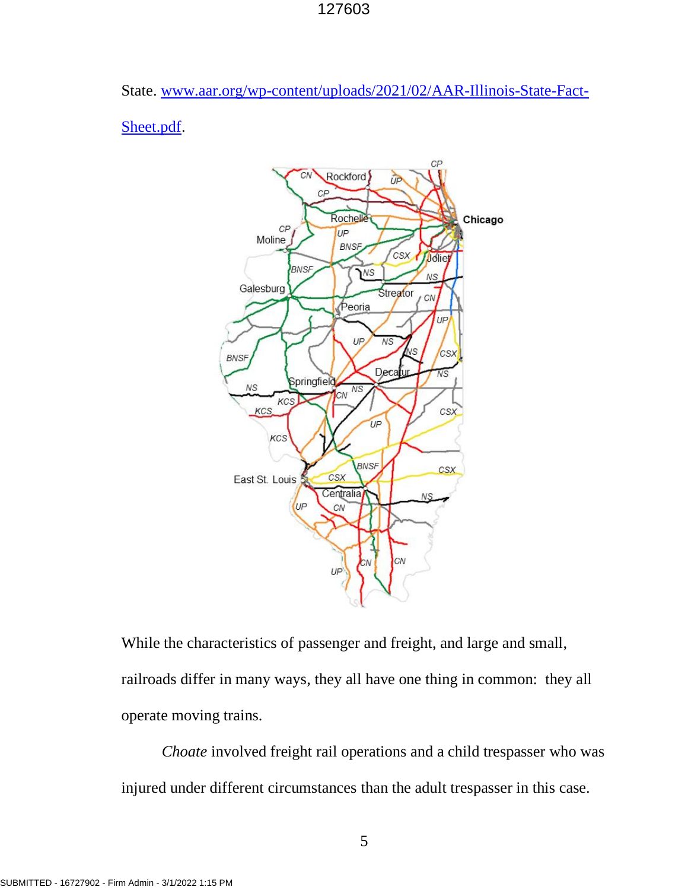State. [www.aar.org/wp-content/uploads/2021/02/AAR-Illinois-State-Fact-Sheet.pdf](www.aar.org/wp-content/uploads/2021/02/AAR-Illinois-State-Fact-Sheet.pdf).

While the characteristics of passenger and freight, and large and small, railroads differ in many ways, they all have one thing in common: they all operate moving trains.

*Choate* involved freight rail operations and a child trespasser who was injured under different circumstances than the adult trespasser in this case.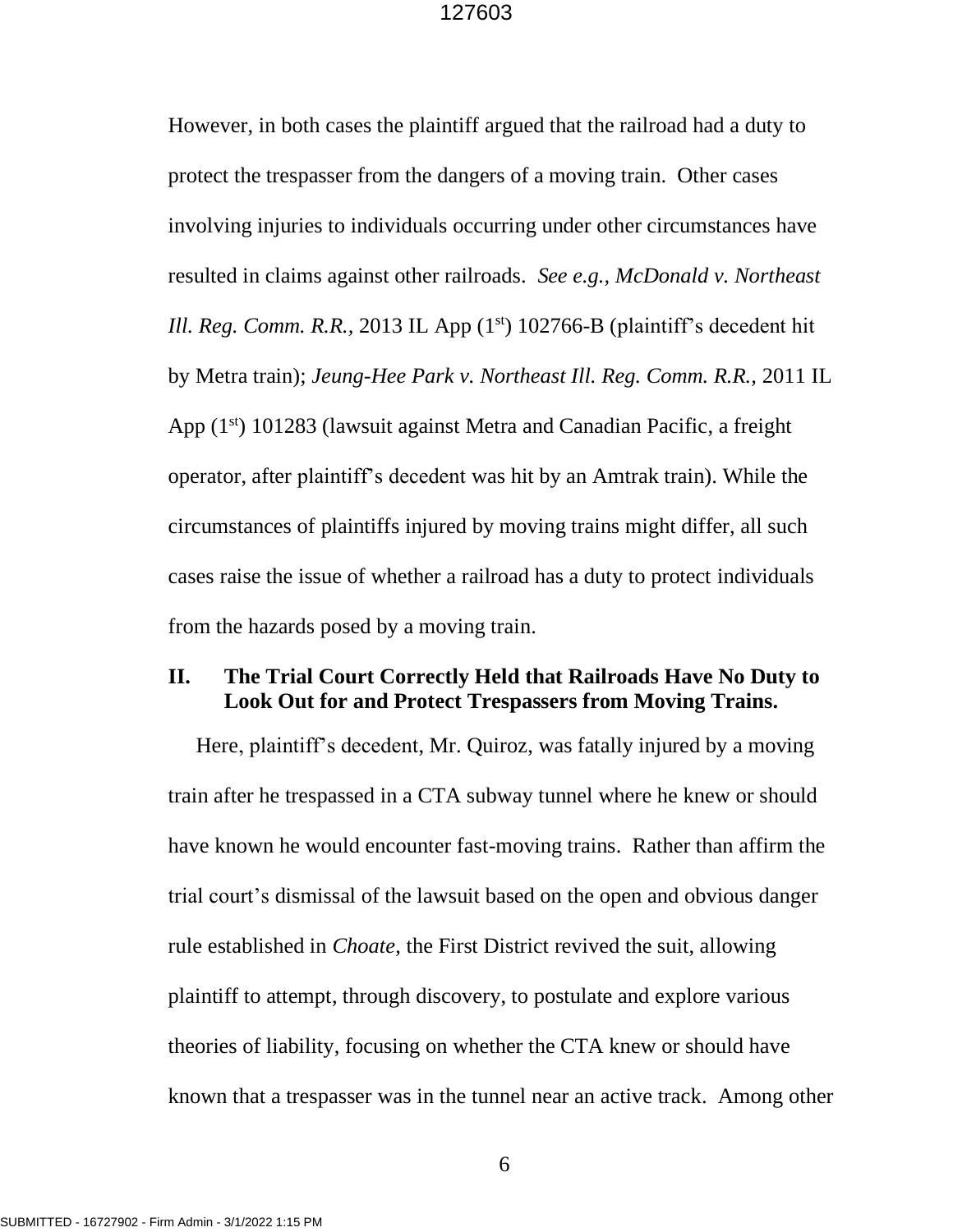However, in both cases the plaintiff argued that the railroad had a duty to protect the trespasser from the dangers of a moving train. Other cases involving injuries to individuals occurring under other circumstances have resulted in claims against other railroads. *See e.g., McDonald v. Northeast Ill. Reg. Comm. R.R.,* 2013 IL App (1st) 102766-B (plaintiff's decedent hit by Metra train); *Jeung-Hee Park v. Northeast Ill. Reg. Comm. R.R.,* 2011 IL App (1st) 101283 (lawsuit against Metra and Canadian Pacific, a freight operator, after plaintiff's decedent was hit by an Amtrak train). While the circumstances of plaintiffs injured by moving trains might differ, all such cases raise the issue of whether a railroad has a duty to protect individuals from the hazards posed by a moving train.

## II. The Trial Court Correctly Held that Railroads Have No Duty to Look Out for and Protect Trespassers from Moving Trains.

Here, plaintiff's decedent, Mr. Quiroz, was fatally injured by a moving train after he trespassed in a CTA subway tunnel where he knew or should have known he would encounter fast-moving trains. Rather than affirm the trial court's dismissal of the lawsuit based on the open and obvious danger rule established in *Choate*, the First District revived the suit, allowing plaintiff to attempt, through discovery, to postulate and explore various theories of liability, focusing on whether the CTA knew or should have known that a trespasser was in the tunnel near an active track. Among other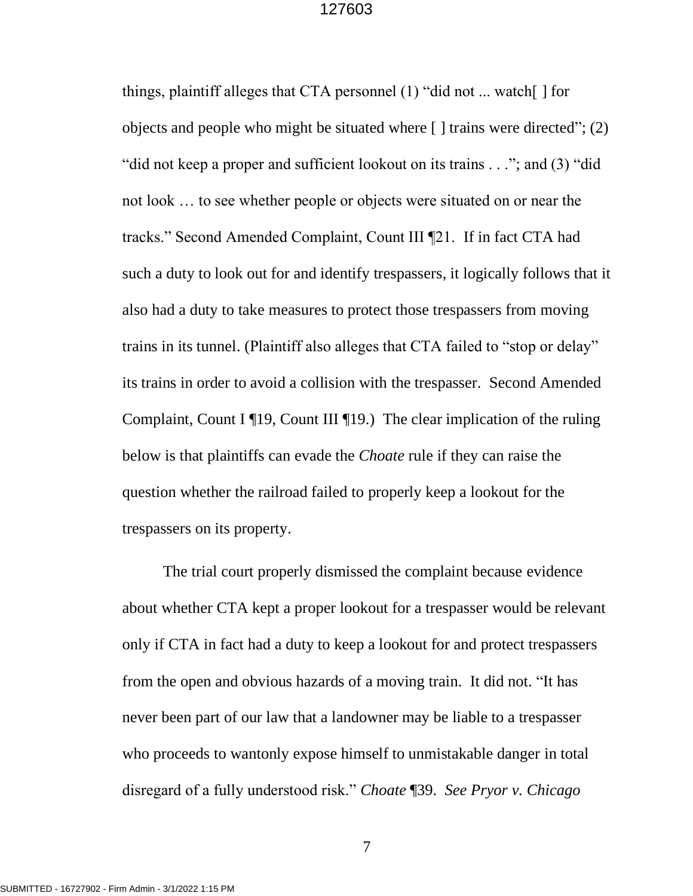things, plaintiff alleges that CTA personnel (1) “did not ... watch[ ] for objects and people who might be situated where [ ] trains were directed”; (2) “did not keep a proper and sufficient lookout on its trains . . .”; and (3) “did not look … to see whether people or objects were situated on or near the tracks.” Second Amended Complaint, Count III ¶21. If in fact CTA had such a duty to look out for and identify trespassers, it logically follows that it also had a duty to take measures to protect those trespassers from moving trains in its tunnel. (Plaintiff also alleges that CTA failed to “stop or delay” its trains in order to avoid a collision with the trespasser. Second Amended Complaint, Count I ¶19, Count III ¶19.) The clear implication of the ruling below is that plaintiffs can evade the *Choate* rule if they can raise the question whether the railroad failed to properly keep a lookout for the trespassers on its property.

The trial court properly dismissed the complaint because evidence about whether CTA kept a proper lookout for a trespasser would be relevant only if CTA in fact had a duty to keep a lookout for and protect trespassers from the open and obvious hazards of a moving train. It did not. “It has never been part of our law that a landowner may be liable to a trespasser who proceeds to wantonly expose himself to unmistakable danger in total disregard of a fully understood risk.” *Choate* ¶39. *See Pryor v. Chicago*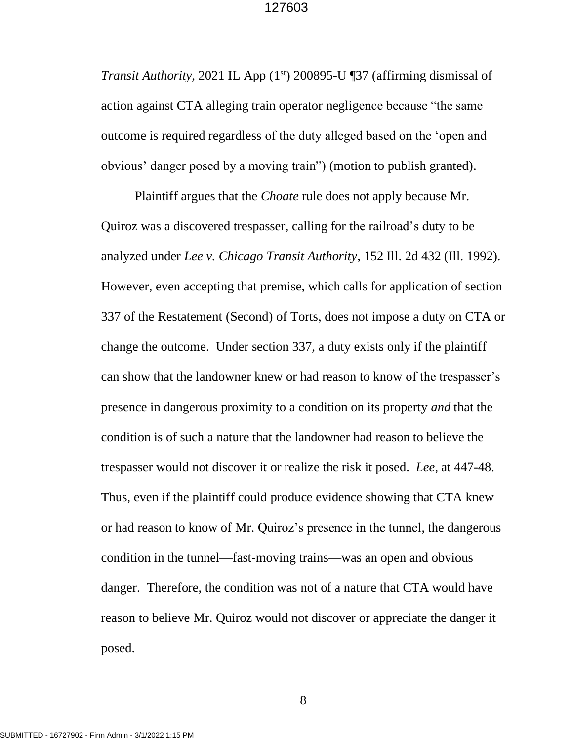*Transit Authority*, 2021 IL App (1st) 200895-U ¶37 (affirming dismissal of action against CTA alleging train operator negligence because "the same outcome is required regardless of the duty alleged based on the 'open and obvious' danger posed by a moving train") (motion to publish granted).

Plaintiff argues that the *Choate* rule does not apply because Mr. Quiroz was a discovered trespasser, calling for the railroad's duty to be analyzed under *Lee v. Chicago Transit Authority*, 152 Ill. 2d 432 (Ill. 1992). However, even accepting that premise, which calls for application of section 337 of the Restatement (Second) of Torts, does not impose a duty on CTA or change the outcome. Under section 337, a duty exists only if the plaintiff can show that the landowner knew or had reason to know of the trespasser's presence in dangerous proximity to a condition on its property *and* that the condition is of such a nature that the landowner had reason to believe the trespasser would not discover it or realize the risk it posed. *Lee*, at 447-48. Thus, even if the plaintiff could produce evidence showing that CTA knew or had reason to know of Mr. Quiroz's presence in the tunnel, the dangerous condition in the tunnel—fast-moving trains—was an open and obvious danger. Therefore, the condition was not of a nature that CTA would have reason to believe Mr. Quiroz would not discover or appreciate the danger it posed.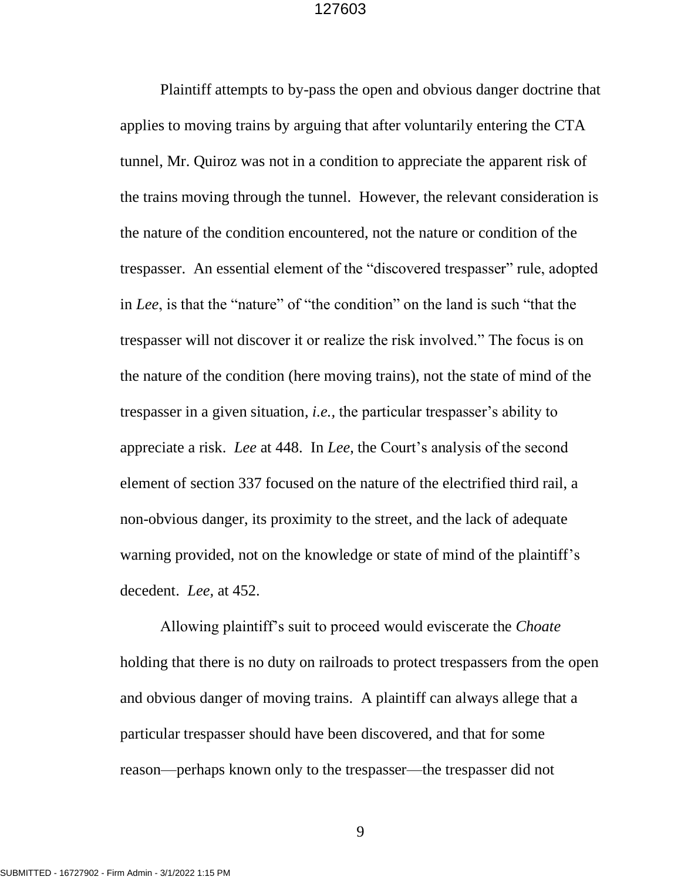Plaintiff attempts to by-pass the open and obvious danger doctrine that applies to moving trains by arguing that after voluntarily entering the CTA tunnel, Mr. Quiroz was not in a condition to appreciate the apparent risk of the trains moving through the tunnel. However, the relevant consideration is the nature of the condition encountered, not the nature or condition of the trespasser. An essential element of the "discovered trespasser" rule, adopted in *Lee*, is that the "nature" of "the condition" on the land is such "that the trespasser will not discover it or realize the risk involved." The focus is on the nature of the condition (here moving trains), not the state of mind of the trespasser in a given situation, *i.e.*, the particular trespasser's ability to appreciate a risk. *Lee* at 448. In *Lee*, the Court's analysis of the second element of section 337 focused on the nature of the electrified third rail, a non-obvious danger, its proximity to the street, and the lack of adequate warning provided, not on the knowledge or state of mind of the plaintiff's decedent. *Lee,* at 452.

Allowing plaintiff's suit to proceed would eviscerate the *Choate* holding that there is no duty on railroads to protect trespassers from the open and obvious danger of moving trains. A plaintiff can always allege that a particular trespasser should have been discovered, and that for some reason—perhaps known only to the trespasser—the trespasser did not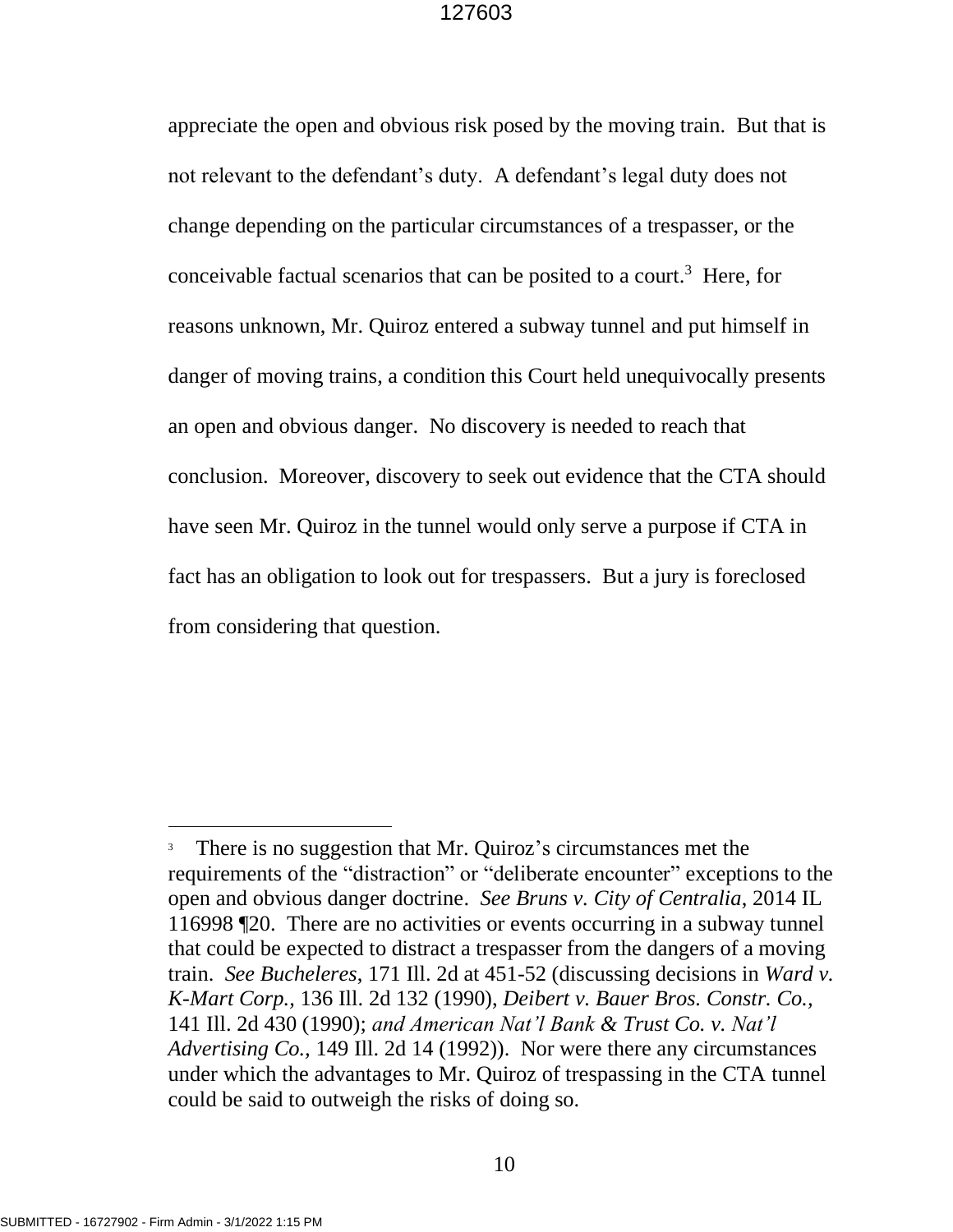appreciate the open and obvious risk posed by the moving train. But that is not relevant to the defendant's duty. A defendant's legal duty does not change depending on the particular circumstances of a trespasser, or the conceivable factual scenarios that can be posited to a court.[3] Here, for reasons unknown, Mr. Quiroz entered a subway tunnel and put himself in danger of moving trains, a condition this Court held unequivocally presents an open and obvious danger. No discovery is needed to reach that conclusion. Moreover, discovery to seek out evidence that the CTA should have seen Mr. Quiroz in the tunnel would only serve a purpose if CTA in fact has an obligation to look out for trespassers. But a jury is foreclosed from considering that question.

---

[3] There is no suggestion that Mr. Quiroz's circumstances met the requirements of the "distraction" or "deliberate encounter" exceptions to the open and obvious danger doctrine. *See Bruns v. City of Centralia*, 2014 IL 116998 ¶20. There are no activities or events occurring in a subway tunnel that could be expected to distract a trespasser from the dangers of a moving train. *See Bucheleres*, 171 Ill. 2d at 451-52 (discussing decisions in *Ward v. K-Mart Corp.*, 136 Ill. 2d 132 (1990), *Deibert v. Bauer Bros. Constr. Co.*, 141 Ill. 2d 430 (1990); *and American Nat'l Bank & Trust Co. v. Nat'l Advertising Co.*, 149 Ill. 2d 14 (1992)). Nor were there any circumstances under which the advantages to Mr. Quiroz of trespassing in the CTA tunnel could be said to outweigh the risks of doing so.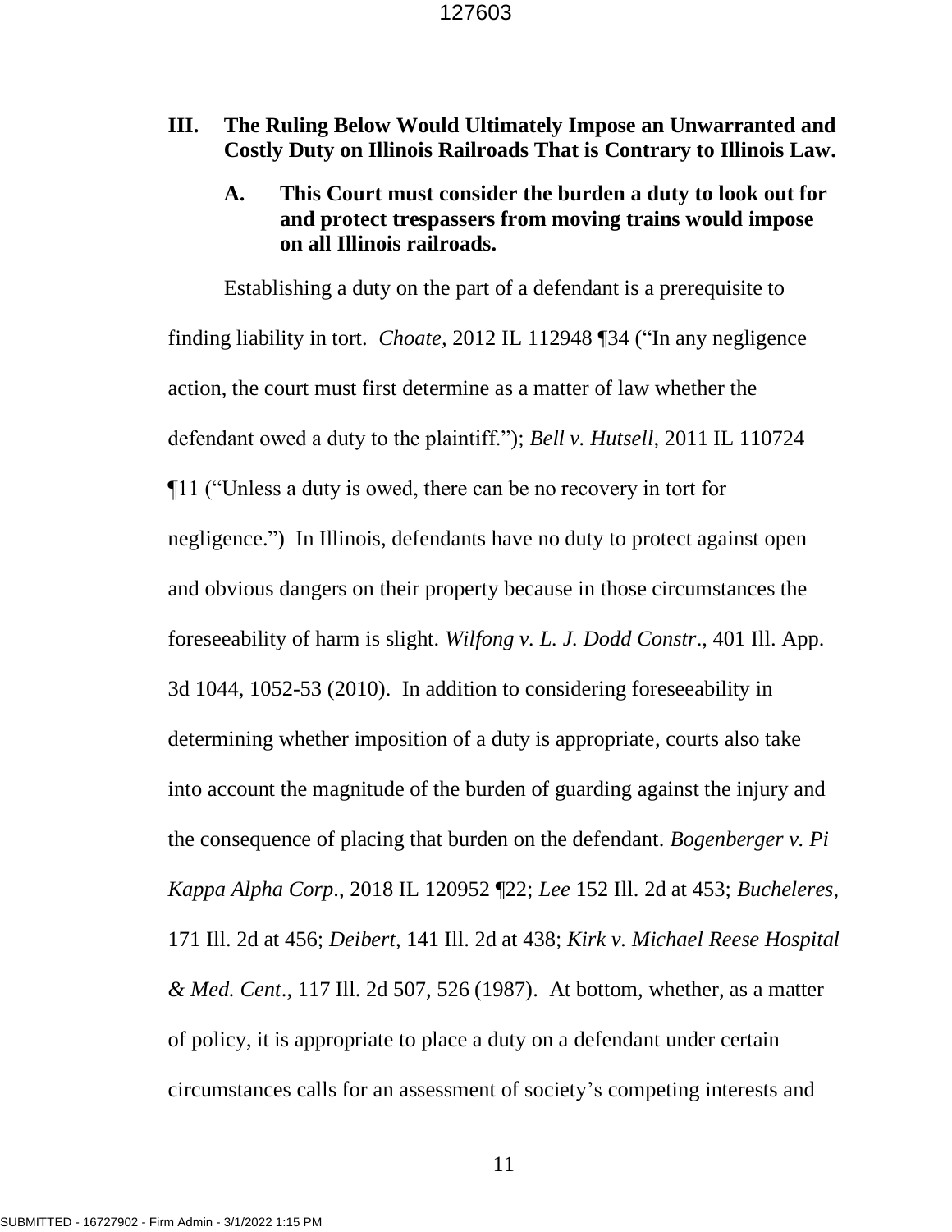## III. The Ruling Below Would Ultimately Impose an Unwarranted and Costly Duty on Illinois Railroads That is Contrary to Illinois Law.

### A. This Court must consider the burden a duty to look out for and protect trespassers from moving trains would impose on all Illinois railroads.

Establishing a duty on the part of a defendant is a prerequisite to finding liability in tort. *Choate,* 2012 IL 112948 ¶34 ("In any negligence action, the court must first determine as a matter of law whether the defendant owed a duty to the plaintiff."); *Bell v. Hutsell*, 2011 IL 110724 ¶11 ("Unless a duty is owed, there can be no recovery in tort for negligence.") In Illinois, defendants have no duty to protect against open and obvious dangers on their property because in those circumstances the foreseeability of harm is slight. *Wilfong v. L. J. Dodd Constr*., 401 Ill. App. 3d 1044, 1052-53 (2010). In addition to considering foreseeability in determining whether imposition of a duty is appropriate, courts also take into account the magnitude of the burden of guarding against the injury and the consequence of placing that burden on the defendant. *Bogenberger v. Pi Kappa Alpha Corp*., 2018 IL 120952 ¶22; *Lee* 152 Ill. 2d at 453; *Bucheleres*, 171 Ill. 2d at 456; *Deibert*, 141 Ill. 2d at 438; *Kirk v. Michael Reese Hospital & Med. Cent*., 117 Ill. 2d 507, 526 (1987). At bottom, whether, as a matter of policy, it is appropriate to place a duty on a defendant under certain circumstances calls for an assessment of society's competing interests and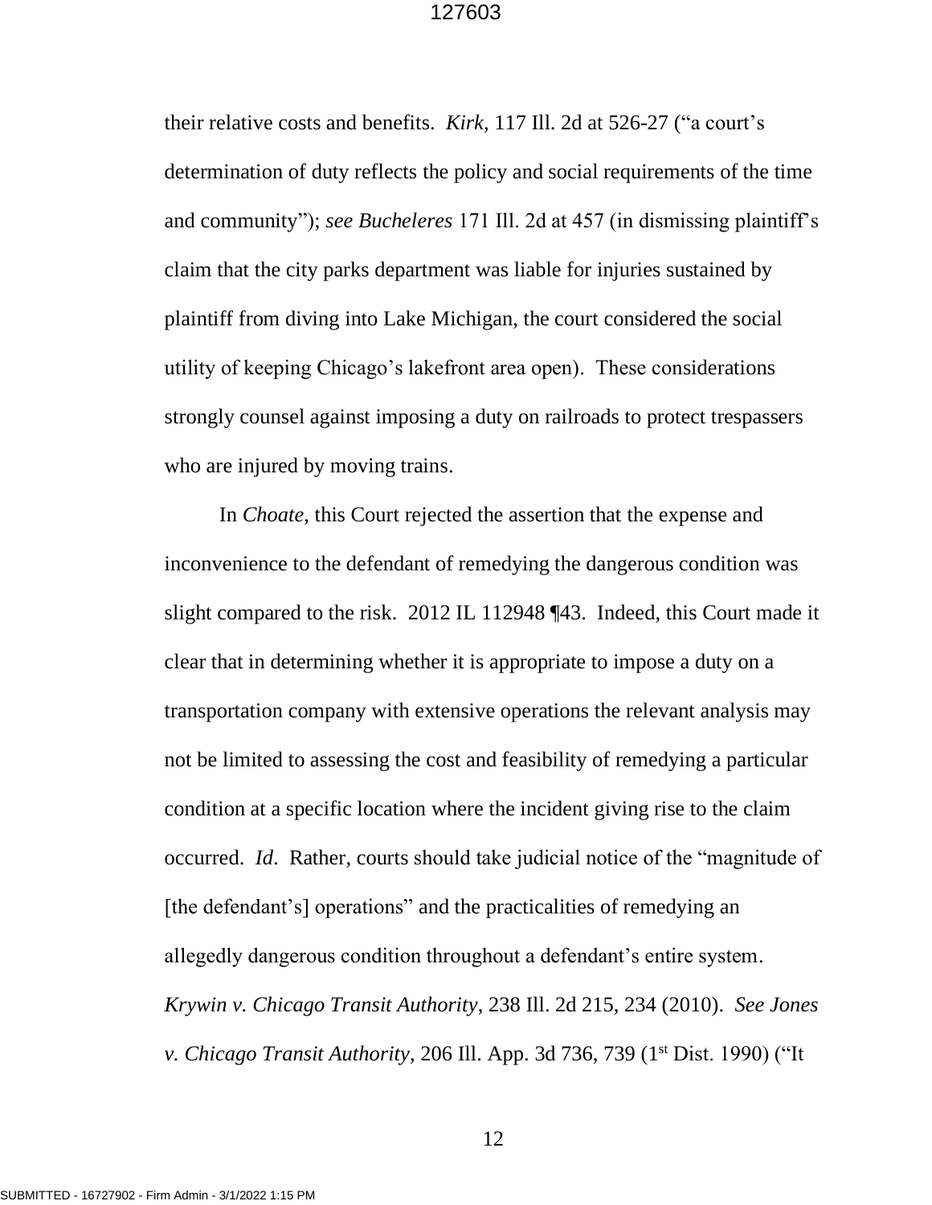their relative costs and benefits. *Kirk*, 117 Ill. 2d at 526-27 ("a court's determination of duty reflects the policy and social requirements of the time and community"); *see Bucheleres* 171 Ill. 2d at 457 (in dismissing plaintiff's claim that the city parks department was liable for injuries sustained by plaintiff from diving into Lake Michigan, the court considered the social utility of keeping Chicago's lakefront area open). These considerations strongly counsel against imposing a duty on railroads to protect trespassers who are injured by moving trains.

In *Choate*, this Court rejected the assertion that the expense and inconvenience to the defendant of remedying the dangerous condition was slight compared to the risk. 2012 IL 112948 ¶43. Indeed, this Court made it clear that in determining whether it is appropriate to impose a duty on a transportation company with extensive operations the relevant analysis may not be limited to assessing the cost and feasibility of remedying a particular condition at a specific location where the incident giving rise to the claim occurred. *Id*. Rather, courts should take judicial notice of the "magnitude of [the defendant's] operations" and the practicalities of remedying an allegedly dangerous condition throughout a defendant's entire system. *Krywin v. Chicago Transit Authority*, 238 Ill. 2d 215, 234 (2010). *See Jones v. Chicago Transit Authority*, 206 Ill. App. 3d 736, 739 (1st Dist. 1990) ("It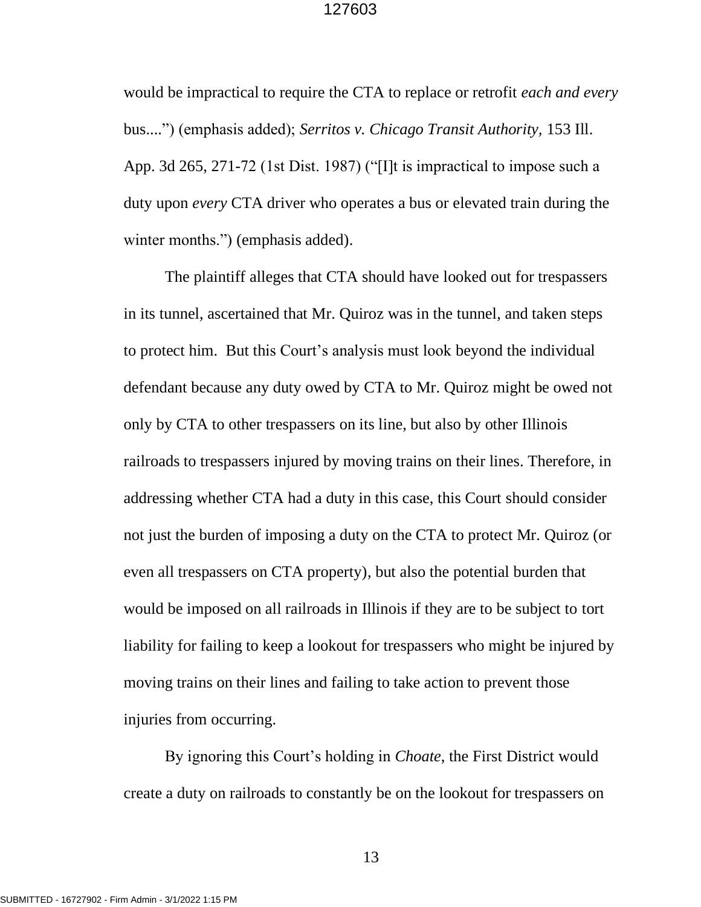would be impractical to require the CTA to replace or retrofit *each and every* bus....") (emphasis added); *Serritos v. Chicago Transit Authority*, 153 Ill. App. 3d 265, 271-72 (1st Dist. 1987) ("[I]t is impractical to impose such a duty upon *every* CTA driver who operates a bus or elevated train during the winter months.") (emphasis added).

The plaintiff alleges that CTA should have looked out for trespassers in its tunnel, ascertained that Mr. Quiroz was in the tunnel, and taken steps to protect him. But this Court's analysis must look beyond the individual defendant because any duty owed by CTA to Mr. Quiroz might be owed not only by CTA to other trespassers on its line, but also by other Illinois railroads to trespassers injured by moving trains on their lines. Therefore, in addressing whether CTA had a duty in this case, this Court should consider not just the burden of imposing a duty on the CTA to protect Mr. Quiroz (or even all trespassers on CTA property), but also the potential burden that would be imposed on all railroads in Illinois if they are to be subject to tort liability for failing to keep a lookout for trespassers who might be injured by moving trains on their lines and failing to take action to prevent those injuries from occurring.

By ignoring this Court's holding in *Choate*, the First District would create a duty on railroads to constantly be on the lookout for trespassers on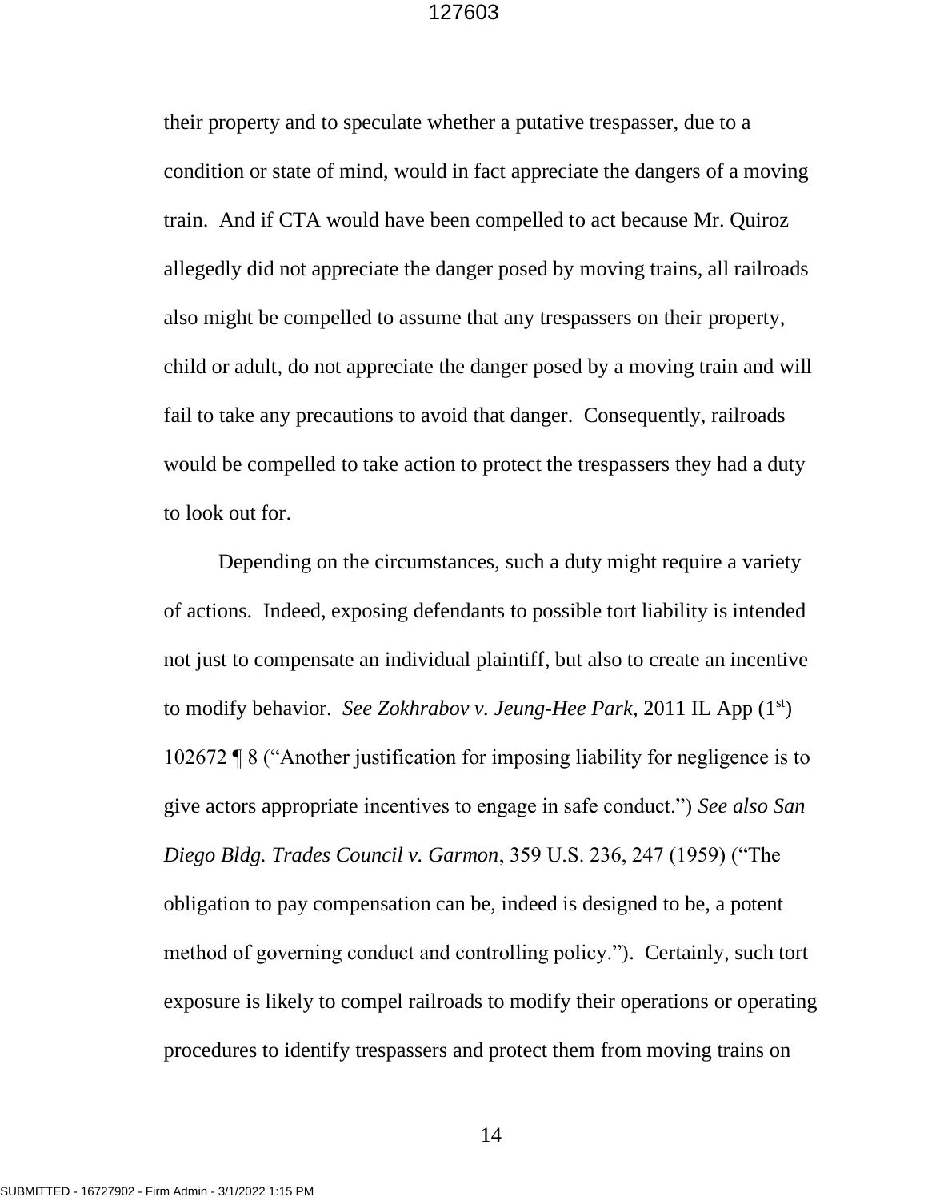their property and to speculate whether a putative trespasser, due to a condition or state of mind, would in fact appreciate the dangers of a moving train. And if CTA would have been compelled to act because Mr. Quiroz allegedly did not appreciate the danger posed by moving trains, all railroads also might be compelled to assume that any trespassers on their property, child or adult, do not appreciate the danger posed by a moving train and will fail to take any precautions to avoid that danger. Consequently, railroads would be compelled to take action to protect the trespassers they had a duty to look out for.

Depending on the circumstances, such a duty might require a variety of actions. Indeed, exposing defendants to possible tort liability is intended not just to compensate an individual plaintiff, but also to create an incentive to modify behavior. *See Zokhrabov v. Jeung-Hee Park*, 2011 IL App (1st) 102672 ¶ 8 ("Another justification for imposing liability for negligence is to give actors appropriate incentives to engage in safe conduct.") *See also San Diego Bldg. Trades Council v. Garmon*, 359 U.S. 236, 247 (1959) ("The obligation to pay compensation can be, indeed is designed to be, a potent method of governing conduct and controlling policy."). Certainly, such tort exposure is likely to compel railroads to modify their operations or operating procedures to identify trespassers and protect them from moving trains on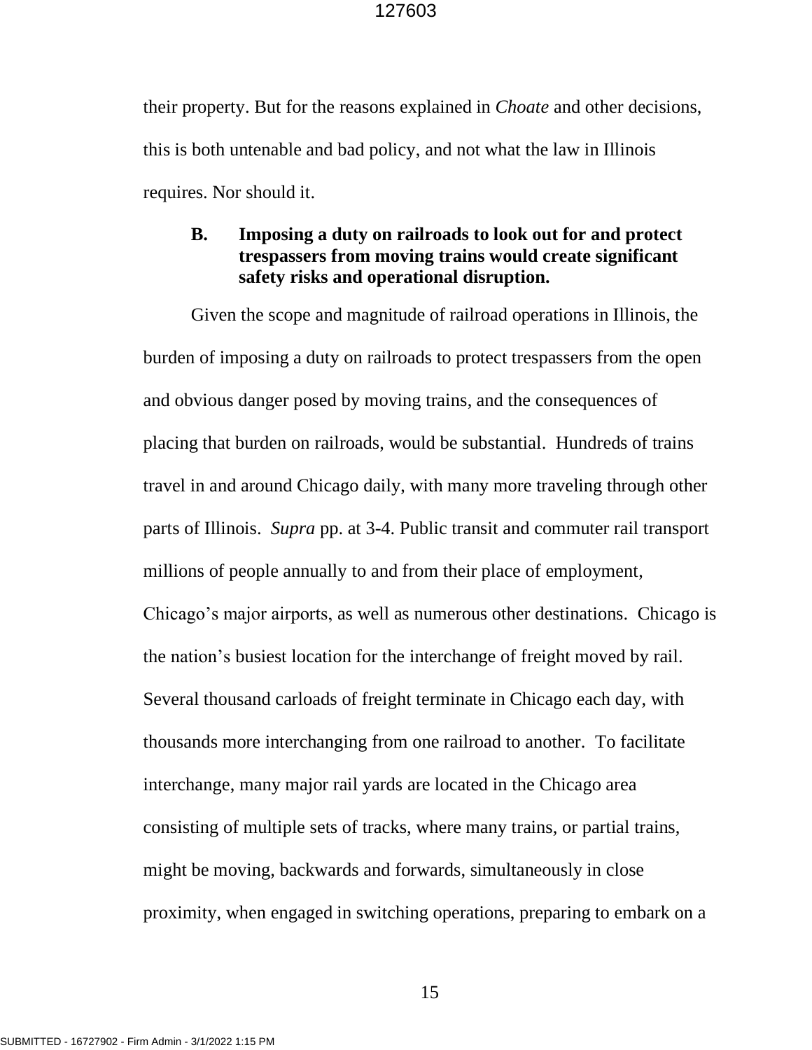their property. But for the reasons explained in *Choate* and other decisions, this is both untenable and bad policy, and not what the law in Illinois requires. Nor should it.

### B. Imposing a duty on railroads to look out for and protect trespassers from moving trains would create significant safety risks and operational disruption.

Given the scope and magnitude of railroad operations in Illinois, the burden of imposing a duty on railroads to protect trespassers from the open and obvious danger posed by moving trains, and the consequences of placing that burden on railroads, would be substantial. Hundreds of trains travel in and around Chicago daily, with many more traveling through other parts of Illinois. *Supra* pp. at 3-4. Public transit and commuter rail transport millions of people annually to and from their place of employment, Chicago's major airports, as well as numerous other destinations. Chicago is the nation's busiest location for the interchange of freight moved by rail. Several thousand carloads of freight terminate in Chicago each day, with thousands more interchanging from one railroad to another. To facilitate interchange, many major rail yards are located in the Chicago area consisting of multiple sets of tracks, where many trains, or partial trains, might be moving, backwards and forwards, simultaneously in close proximity, when engaged in switching operations, preparing to embark on a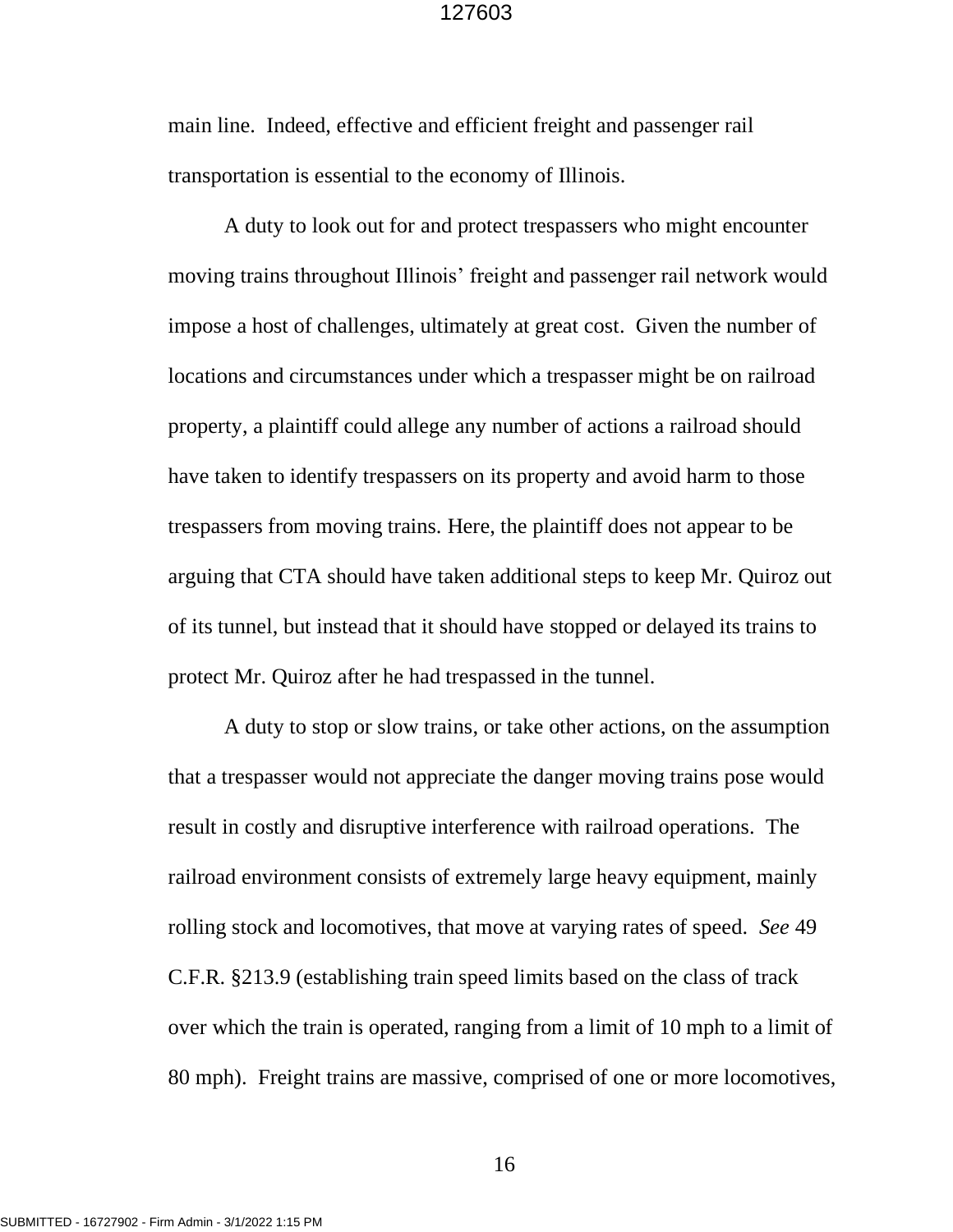main line. Indeed, effective and efficient freight and passenger rail transportation is essential to the economy of Illinois.

A duty to look out for and protect trespassers who might encounter moving trains throughout Illinois' freight and passenger rail network would impose a host of challenges, ultimately at great cost. Given the number of locations and circumstances under which a trespasser might be on railroad property, a plaintiff could allege any number of actions a railroad should have taken to identify trespassers on its property and avoid harm to those trespassers from moving trains. Here, the plaintiff does not appear to be arguing that CTA should have taken additional steps to keep Mr. Quiroz out of its tunnel, but instead that it should have stopped or delayed its trains to protect Mr. Quiroz after he had trespassed in the tunnel.

A duty to stop or slow trains, or take other actions, on the assumption that a trespasser would not appreciate the danger moving trains pose would result in costly and disruptive interference with railroad operations. The railroad environment consists of extremely large heavy equipment, mainly rolling stock and locomotives, that move at varying rates of speed. *See* 49 C.F.R. §213.9 (establishing train speed limits based on the class of track over which the train is operated, ranging from a limit of 10 mph to a limit of 80 mph). Freight trains are massive, comprised of one or more locomotives,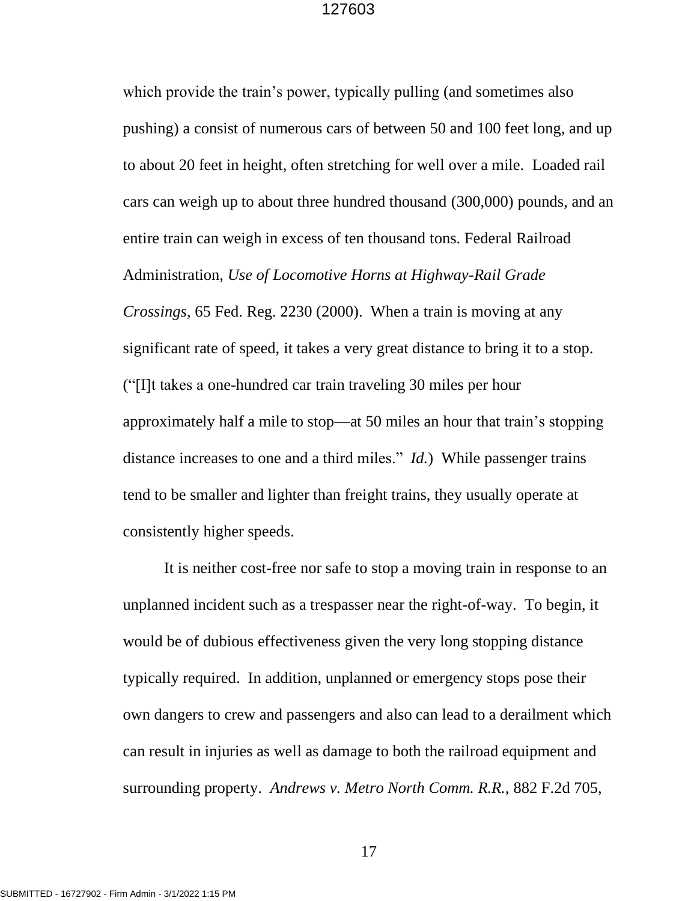which provide the train's power, typically pulling (and sometimes also pushing) a consist of numerous cars of between 50 and 100 feet long, and up to about 20 feet in height, often stretching for well over a mile. Loaded rail cars can weigh up to about three hundred thousand (300,000) pounds, and an entire train can weigh in excess of ten thousand tons. Federal Railroad Administration, *Use of Locomotive Horns at Highway-Rail Grade Crossings*, 65 Fed. Reg. 2230 (2000). When a train is moving at any significant rate of speed, it takes a very great distance to bring it to a stop. ("[I]t takes a one-hundred car train traveling 30 miles per hour approximately half a mile to stop—at 50 miles an hour that train's stopping distance increases to one and a third miles." *Id.*) While passenger trains tend to be smaller and lighter than freight trains, they usually operate at consistently higher speeds.

It is neither cost-free nor safe to stop a moving train in response to an unplanned incident such as a trespasser near the right-of-way. To begin, it would be of dubious effectiveness given the very long stopping distance typically required. In addition, unplanned or emergency stops pose their own dangers to crew and passengers and also can lead to a derailment which can result in injuries as well as damage to both the railroad equipment and surrounding property. *Andrews v. Metro North Comm. R.R.*, 882 F.2d 705,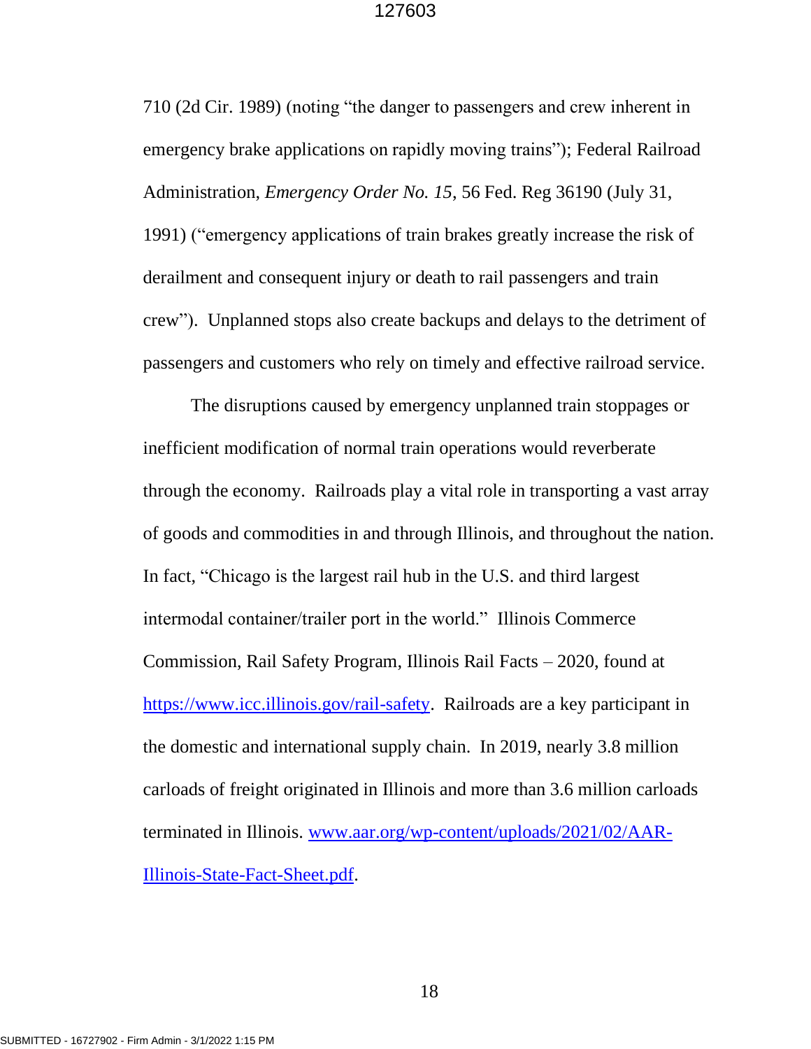710 (2d Cir. 1989) (noting "the danger to passengers and crew inherent in emergency brake applications on rapidly moving trains"); Federal Railroad Administration, *Emergency Order No. 15*, 56 Fed. Reg 36190 (July 31, 1991) ("emergency applications of train brakes greatly increase the risk of derailment and consequent injury or death to rail passengers and train crew"). Unplanned stops also create backups and delays to the detriment of passengers and customers who rely on timely and effective railroad service.

The disruptions caused by emergency unplanned train stoppages or inefficient modification of normal train operations would reverberate through the economy. Railroads play a vital role in transporting a vast array of goods and commodities in and through Illinois, and throughout the nation. In fact, "Chicago is the largest rail hub in the U.S. and third largest intermodal container/trailer port in the world." Illinois Commerce Commission, Rail Safety Program, Illinois Rail Facts – 2020, found at [https://www.icc.illinois.gov/rail-safety](https://www.icc.illinois.gov/rail-safety). Railroads are a key participant in the domestic and international supply chain. In 2019, nearly 3.8 million carloads of freight originated in Illinois and more than 3.6 million carloads terminated in Illinois. [www.aar.org/wp-content/uploads/2021/02/AAR-Illinois-State-Fact-Sheet.pdf](www.aar.org/wp-content/uploads/2021/02/AAR-Illinois-State-Fact-Sheet.pdf).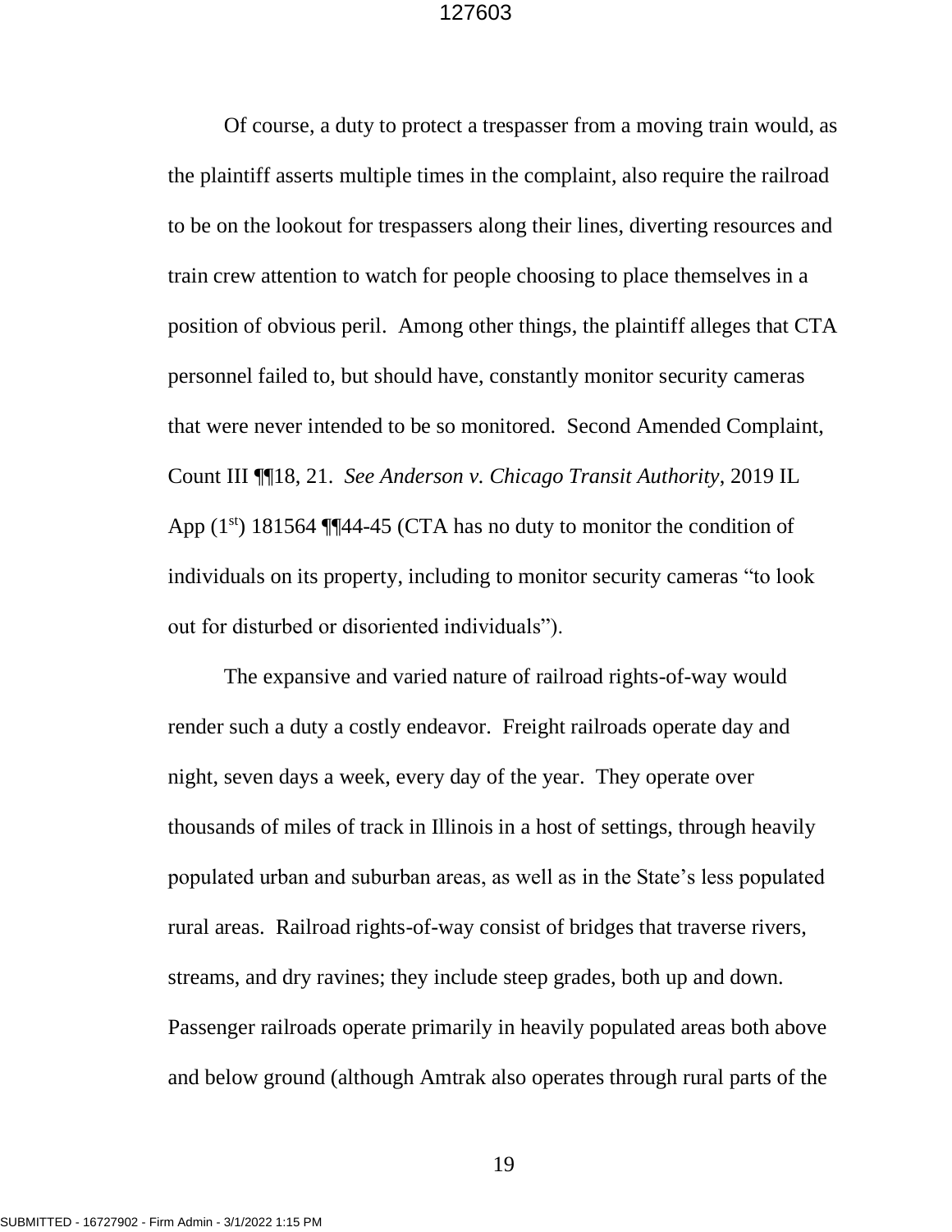Of course, a duty to protect a trespasser from a moving train would, as the plaintiff asserts multiple times in the complaint, also require the railroad to be on the lookout for trespassers along their lines, diverting resources and train crew attention to watch for people choosing to place themselves in a position of obvious peril. Among other things, the plaintiff alleges that CTA personnel failed to, but should have, constantly monitor security cameras that were never intended to be so monitored. Second Amended Complaint, Count III ¶¶18, 21. *See Anderson v. Chicago Transit Authority*, 2019 IL App (1st) 181564 ¶¶44-45 (CTA has no duty to monitor the condition of individuals on its property, including to monitor security cameras "to look out for disturbed or disoriented individuals").

The expansive and varied nature of railroad rights-of-way would render such a duty a costly endeavor. Freight railroads operate day and night, seven days a week, every day of the year. They operate over thousands of miles of track in Illinois in a host of settings, through heavily populated urban and suburban areas, as well as in the State's less populated rural areas. Railroad rights-of-way consist of bridges that traverse rivers, streams, and dry ravines; they include steep grades, both up and down. Passenger railroads operate primarily in heavily populated areas both above and below ground (although Amtrak also operates through rural parts of the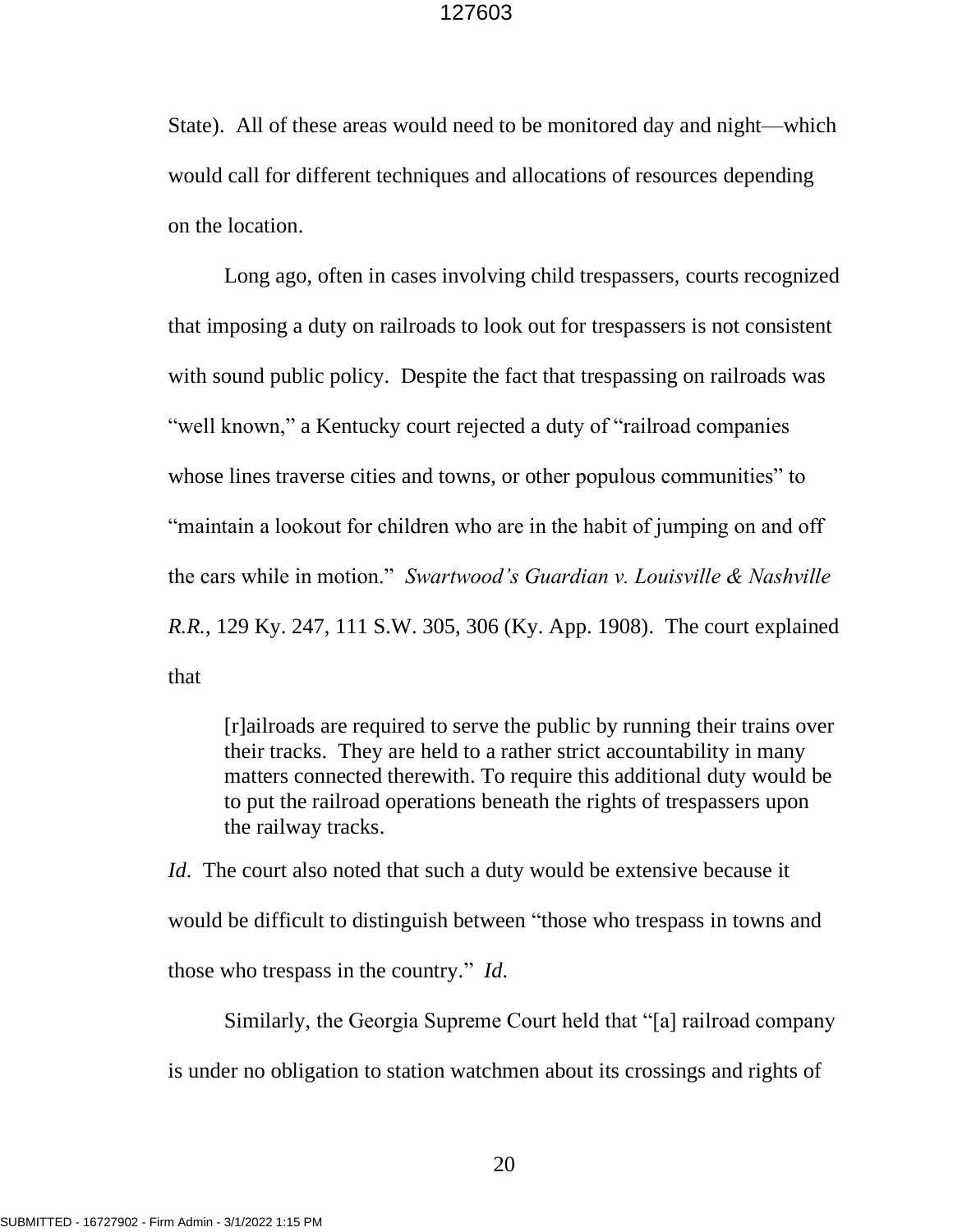State). All of these areas would need to be monitored day and night—which would call for different techniques and allocations of resources depending on the location.

Long ago, often in cases involving child trespassers, courts recognized that imposing a duty on railroads to look out for trespassers is not consistent with sound public policy. Despite the fact that trespassing on railroads was "well known," a Kentucky court rejected a duty of "railroad companies whose lines traverse cities and towns, or other populous communities" to "maintain a lookout for children who are in the habit of jumping on and off the cars while in motion." *Swartwood's Guardian v. Louisville & Nashville R.R.*, 129 Ky. 247, 111 S.W. 305, 306 (Ky. App. 1908). The court explained that

> [r]ailroads are required to serve the public by running their trains over their tracks. They are held to a rather strict accountability in many matters connected therewith. To require this additional duty would be to put the railroad operations beneath the rights of trespassers upon the railway tracks.

*Id.* The court also noted that such a duty would be extensive because it would be difficult to distinguish between "those who trespass in towns and those who trespass in the country." *Id.*

Similarly, the Georgia Supreme Court held that "[a] railroad company is under no obligation to station watchmen about its crossings and rights of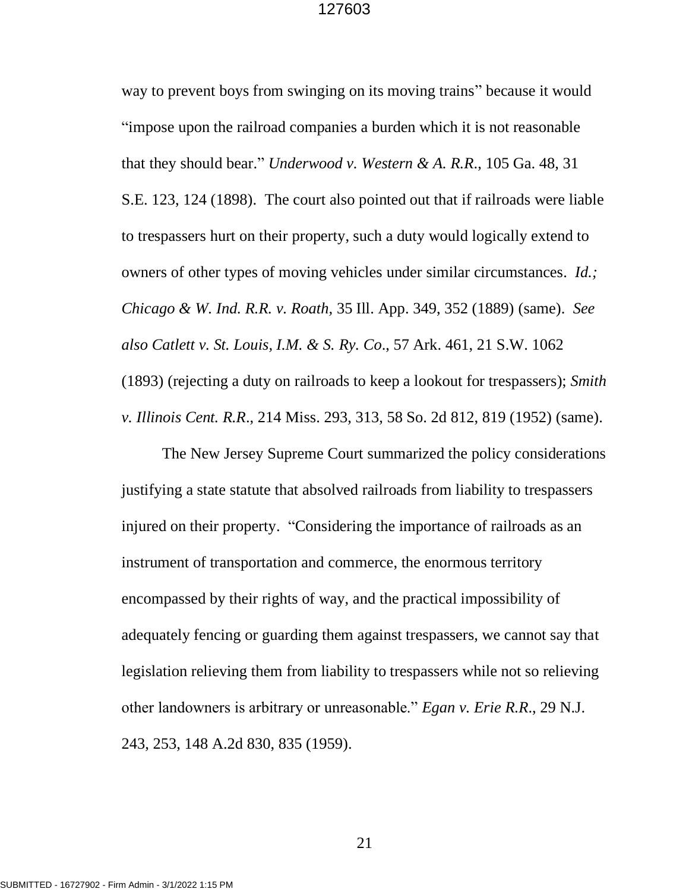way to prevent boys from swinging on its moving trains" because it would "impose upon the railroad companies a burden which it is not reasonable that they should bear." *Underwood v. Western & A. R.R.*, 105 Ga. 48, 31 S.E. 123, 124 (1898). The court also pointed out that if railroads were liable to trespassers hurt on their property, such a duty would logically extend to owners of other types of moving vehicles under similar circumstances. *Id.; Chicago & W. Ind. R.R. v. Roath*, 35 Ill. App. 349, 352 (1889) (same). *See also Catlett v. St. Louis, I.M. & S. Ry. Co.*, 57 Ark. 461, 21 S.W. 1062 (1893) (rejecting a duty on railroads to keep a lookout for trespassers); *Smith v. Illinois Cent. R.R.*, 214 Miss. 293, 313, 58 So. 2d 812, 819 (1952) (same).

The New Jersey Supreme Court summarized the policy considerations justifying a state statute that absolved railroads from liability to trespassers injured on their property. "Considering the importance of railroads as an instrument of transportation and commerce, the enormous territory encompassed by their rights of way, and the practical impossibility of adequately fencing or guarding them against trespassers, we cannot say that legislation relieving them from liability to trespassers while not so relieving other landowners is arbitrary or unreasonable." *Egan v. Erie R.R.*, 29 N.J. 243, 253, 148 A.2d 830, 835 (1959).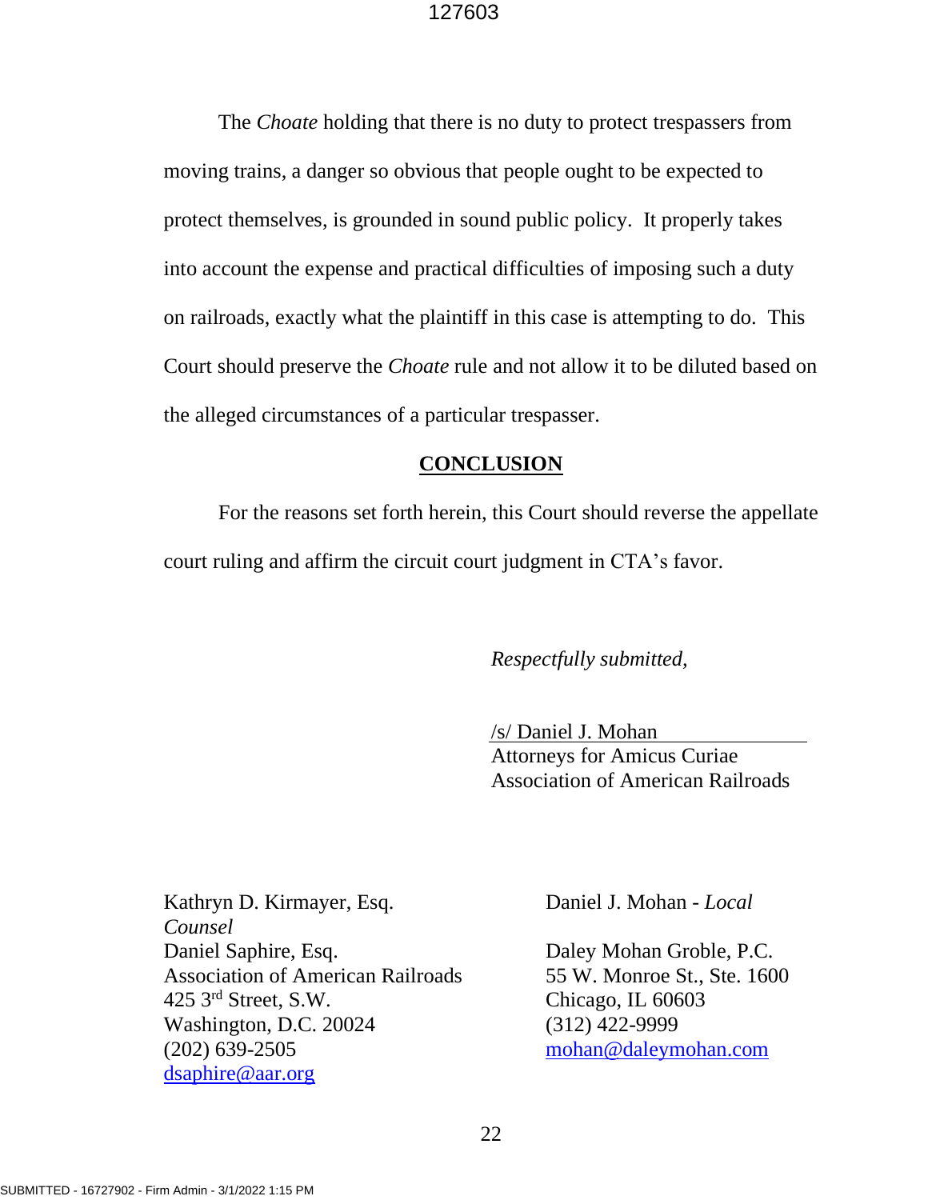The *Choate* holding that there is no duty to protect trespassers from moving trains, a danger so obvious that people ought to be expected to protect themselves, is grounded in sound public policy. It properly takes into account the expense and practical difficulties of imposing such a duty on railroads, exactly what the plaintiff in this case is attempting to do. This Court should preserve the *Choate* rule and not allow it to be diluted based on the alleged circumstances of a particular trespasser.

## CONCLUSION

For the reasons set forth herein, this Court should reverse the appellate court ruling and affirm the circuit court judgment in CTA's favor.

*Respectfully submitted,*

/s/ Daniel J. Mohan
Attorneys for Amicus Curiae
Association of American Railroads

Kathryn D. Kirmayer, Esq.
*Counsel*
Daniel Saphire, Esq.
Association of American Railroads
425 3rd Street, S.W.
Washington, D.C. 20024
(202) 639-2505
dsaphire@aar.org

Daniel J. Mohan - *Local*

Daley Mohan Groble, P.C.
55 W. Monroe St., Ste. 1600
Chicago, IL 60603
(312) 422-9999
mohan@daleymohan.com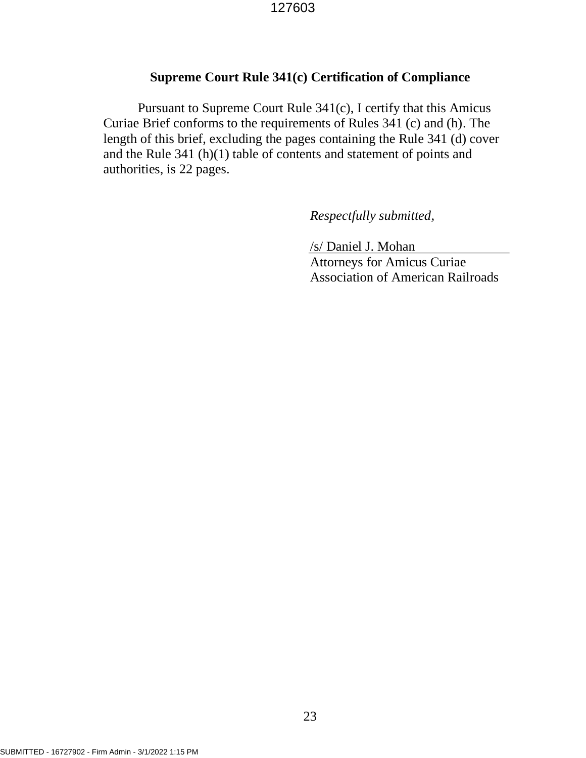## Supreme Court Rule 341(c) Certification of Compliance

Pursuant to Supreme Court Rule 341(c), I certify that this Amicus Curiae Brief conforms to the requirements of Rules 341 (c) and (h). The length of this brief, excluding the pages containing the Rule 341 (d) cover and the Rule 341 (h)(1) table of contents and statement of points and authorities, is 22 pages.

*Respectfully submitted,*

/s/ Daniel J. Mohan

Attorneys for Amicus Curiae
Association of American Railroads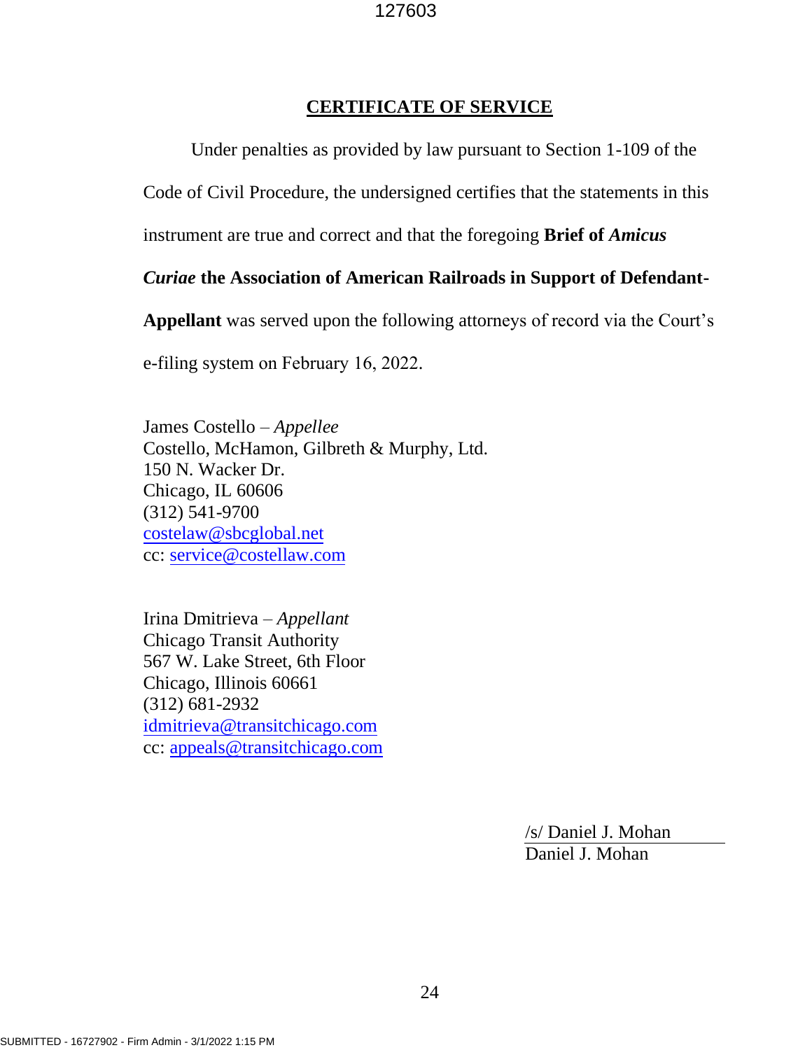## CERTIFICATE OF SERVICE

Under penalties as provided by law pursuant to Section 1-109 of the Code of Civil Procedure, the undersigned certifies that the statements in this instrument are true and correct and that the foregoing **Brief of *Amicus Curiae* the Association of American Railroads in Support of Defendant-Appellant** was served upon the following attorneys of record via the Court's e-filing system on February 16, 2022.

James Costello – *Appellee*
Costello, McHamon, Gilbreth & Murphy, Ltd.
150 N. Wacker Dr.
Chicago, IL 60606
(312) 541-9700
costelaw@sbcglobal.net
cc: service@costellaw.com

Irina Dmitrieva – *Appellant*
Chicago Transit Authority
567 W. Lake Street, 6th Floor
Chicago, Illinois 60661
(312) 681-2932
idmitrieva@transitchicago.com
cc: appeals@transitchicago.com

/s/ Daniel J. Mohan
Daniel J. Mohan